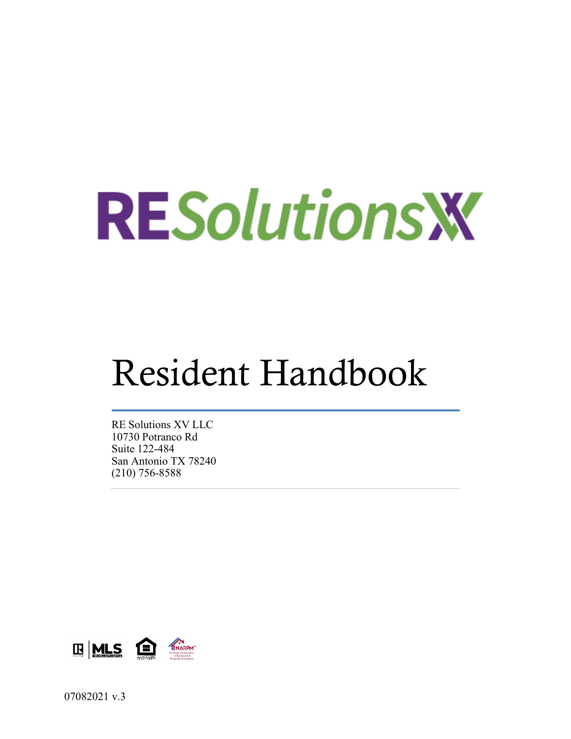# RESolutionsXV

# Resident Handbook

RE Solutions XV LLC
10730 Potranco Rd
Suite 122-484
San Antonio TX 78240
(210) 756-8588

07082021 v.3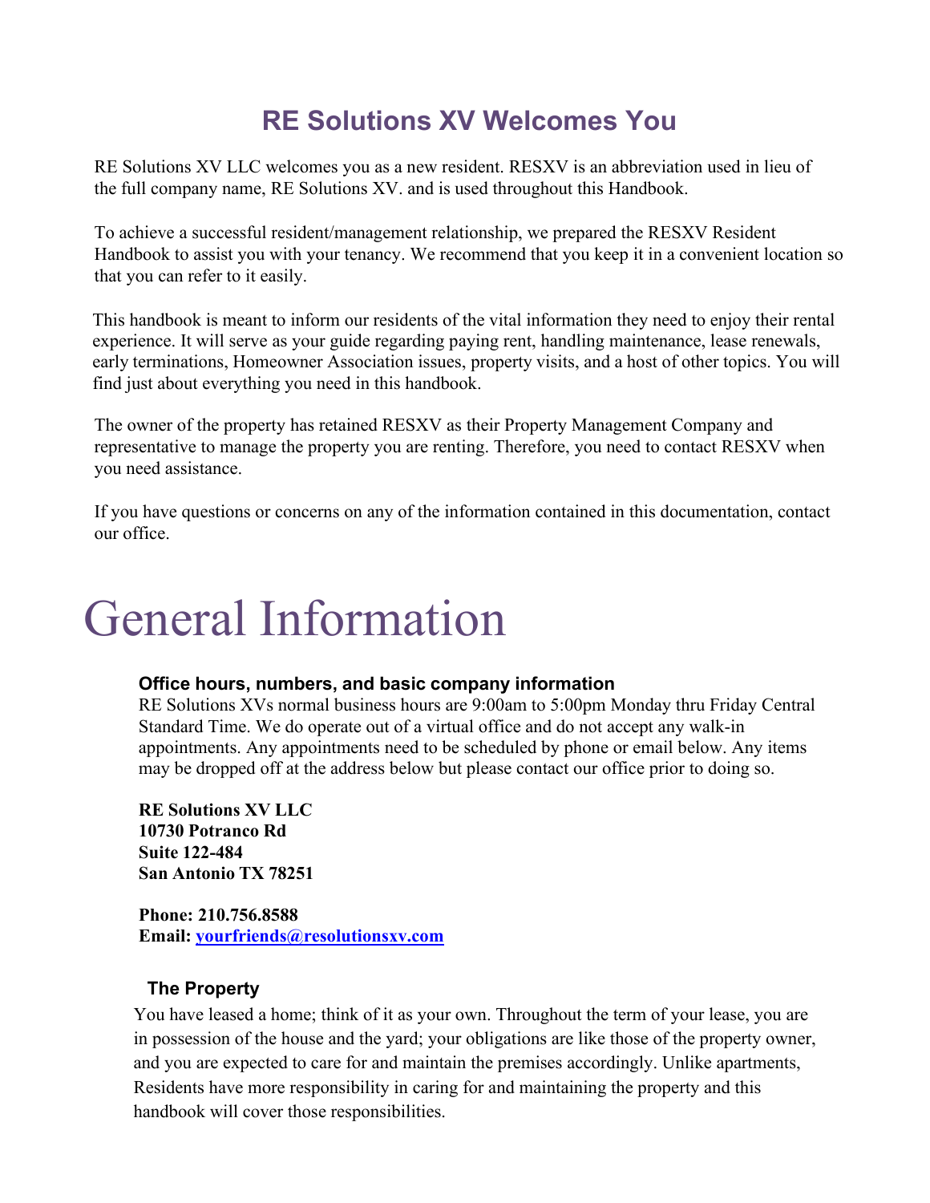# RE Solutions XV Welcomes You

RE Solutions XV LLC welcomes you as a new resident. RESXV is an abbreviation used in lieu of the full company name, RE Solutions XV. and is used throughout this Handbook.

To achieve a successful resident/management relationship, we prepared the RESXV Resident Handbook to assist you with your tenancy. We recommend that you keep it in a convenient location so that you can refer to it easily.

This handbook is meant to inform our residents of the vital information they need to enjoy their rental experience. It will serve as your guide regarding paying rent, handling maintenance, lease renewals, early terminations, Homeowner Association issues, property visits, and a host of other topics. You will find just about everything you need in this handbook.

The owner of the property has retained RESXV as their Property Management Company and representative to manage the property you are renting. Therefore, you need to contact RESXV when you need assistance.

If you have questions or concerns on any of the information contained in this documentation, contact our office.

# General Information

### Office hours, numbers, and basic company information

RE Solutions XVs normal business hours are 9:00am to 5:00pm Monday thru Friday Central Standard Time. We do operate out of a virtual office and do not accept any walk-in appointments. Any appointments need to be scheduled by phone or email below. Any items may be dropped off at the address below but please contact our office prior to doing so.

**RE Solutions XV LLC**
**10730 Potranco Rd**
**Suite 122-484**
**San Antonio TX 78251**

**Phone: 210.756.8588**
**Email: yourfriends@resolutionsxv.com**

### The Property

You have leased a home; think of it as your own. Throughout the term of your lease, you are in possession of the house and the yard; your obligations are like those of the property owner, and you are expected to care for and maintain the premises accordingly. Unlike apartments, Residents have more responsibility in caring for and maintaining the property and this handbook will cover those responsibilities.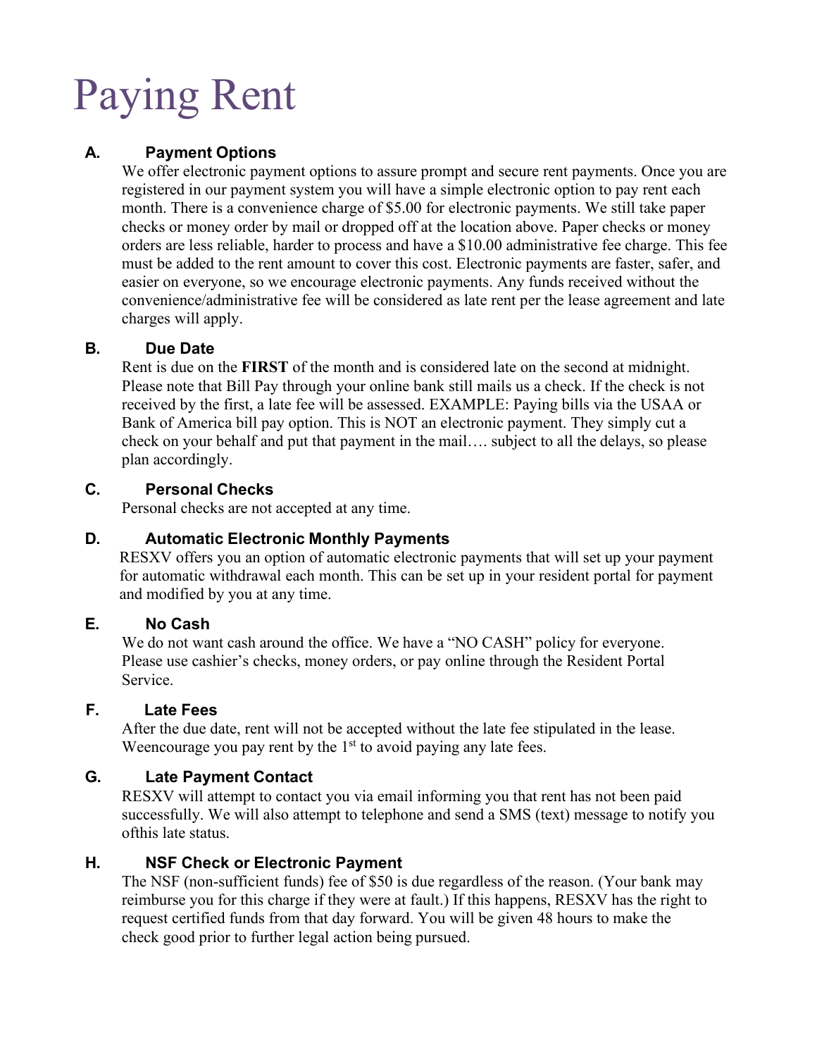# Paying Rent

## A. Payment Options

We offer electronic payment options to assure prompt and secure rent payments. Once you are registered in our payment system you will have a simple electronic option to pay rent each month. There is a convenience charge of $5.00 for electronic payments. We still take paper checks or money order by mail or dropped off at the location above. Paper checks or money orders are less reliable, harder to process and have a $10.00 administrative fee charge. This fee must be added to the rent amount to cover this cost. Electronic payments are faster, safer, and easier on everyone, so we encourage electronic payments. Any funds received without the convenience/administrative fee will be considered as late rent per the lease agreement and late charges will apply.

## B. Due Date

Rent is due on the **FIRST** of the month and is considered late on the second at midnight. Please note that Bill Pay through your online bank still mails us a check. If the check is not received by the first, a late fee will be assessed. EXAMPLE: Paying bills via the USAA or Bank of America bill pay option. This is NOT an electronic payment. They simply cut a check on your behalf and put that payment in the mail…. subject to all the delays, so please plan accordingly.

## C. Personal Checks

Personal checks are not accepted at any time.

## D. Automatic Electronic Monthly Payments

RESXV offers you an option of automatic electronic payments that will set up your payment for automatic withdrawal each month. This can be set up in your resident portal for payment and modified by you at any time.

## E. No Cash

We do not want cash around the office. We have a "NO CASH" policy for everyone. Please use cashier's checks, money orders, or pay online through the Resident Portal Service.

## F. Late Fees

After the due date, rent will not be accepted without the late fee stipulated in the lease. Weencourage you pay rent by the 1st to avoid paying any late fees.

## G. Late Payment Contact

RESXV will attempt to contact you via email informing you that rent has not been paid successfully. We will also attempt to telephone and send a SMS (text) message to notify you ofthis late status.

## H. NSF Check or Electronic Payment

The NSF (non-sufficient funds) fee of $50 is due regardless of the reason. (Your bank may reimburse you for this charge if they were at fault.) If this happens, RESXV has the right to request certified funds from that day forward. You will be given 48 hours to make the check good prior to further legal action being pursued.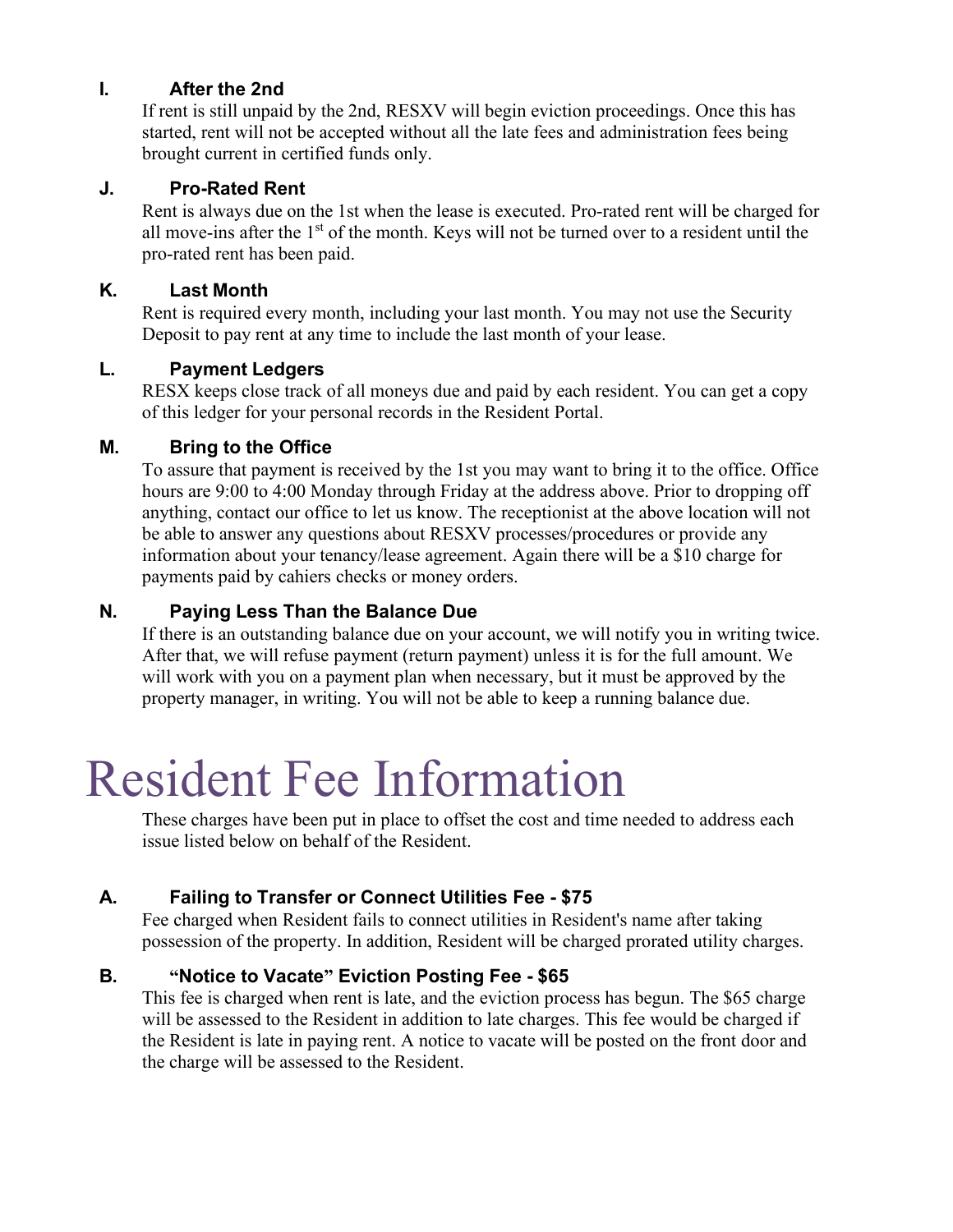### I. After the 2nd

If rent is still unpaid by the 2nd, RESXV will begin eviction proceedings. Once this has started, rent will not be accepted without all the late fees and administration fees being brought current in certified funds only.

### J. Pro-Rated Rent

Rent is always due on the 1st when the lease is executed. Pro-rated rent will be charged for all move-ins after the 1st of the month. Keys will not be turned over to a resident until the pro-rated rent has been paid.

### K. Last Month

Rent is required every month, including your last month. You may not use the Security Deposit to pay rent at any time to include the last month of your lease.

### L. Payment Ledgers

RESX keeps close track of all moneys due and paid by each resident. You can get a copy of this ledger for your personal records in the Resident Portal.

### M. Bring to the Office

To assure that payment is received by the 1st you may want to bring it to the office. Office hours are 9:00 to 4:00 Monday through Friday at the address above. Prior to dropping off anything, contact our office to let us know. The receptionist at the above location will not be able to answer any questions about RESXV processes/procedures or provide any information about your tenancy/lease agreement. Again there will be a $10 charge for payments paid by cahiers checks or money orders.

### N. Paying Less Than the Balance Due

If there is an outstanding balance due on your account, we will notify you in writing twice. After that, we will refuse payment (return payment) unless it is for the full amount. We will work with you on a payment plan when necessary, but it must be approved by the property manager, in writing. You will not be able to keep a running balance due.

# Resident Fee Information

These charges have been put in place to offset the cost and time needed to address each issue listed below on behalf of the Resident.

### A. Failing to Transfer or Connect Utilities Fee - $75

Fee charged when Resident fails to connect utilities in Resident's name after taking possession of the property. In addition, Resident will be charged prorated utility charges.

### B. "Notice to Vacate" Eviction Posting Fee - $65

This fee is charged when rent is late, and the eviction process has begun. The $65 charge will be assessed to the Resident in addition to late charges. This fee would be charged if the Resident is late in paying rent. A notice to vacate will be posted on the front door and the charge will be assessed to the Resident.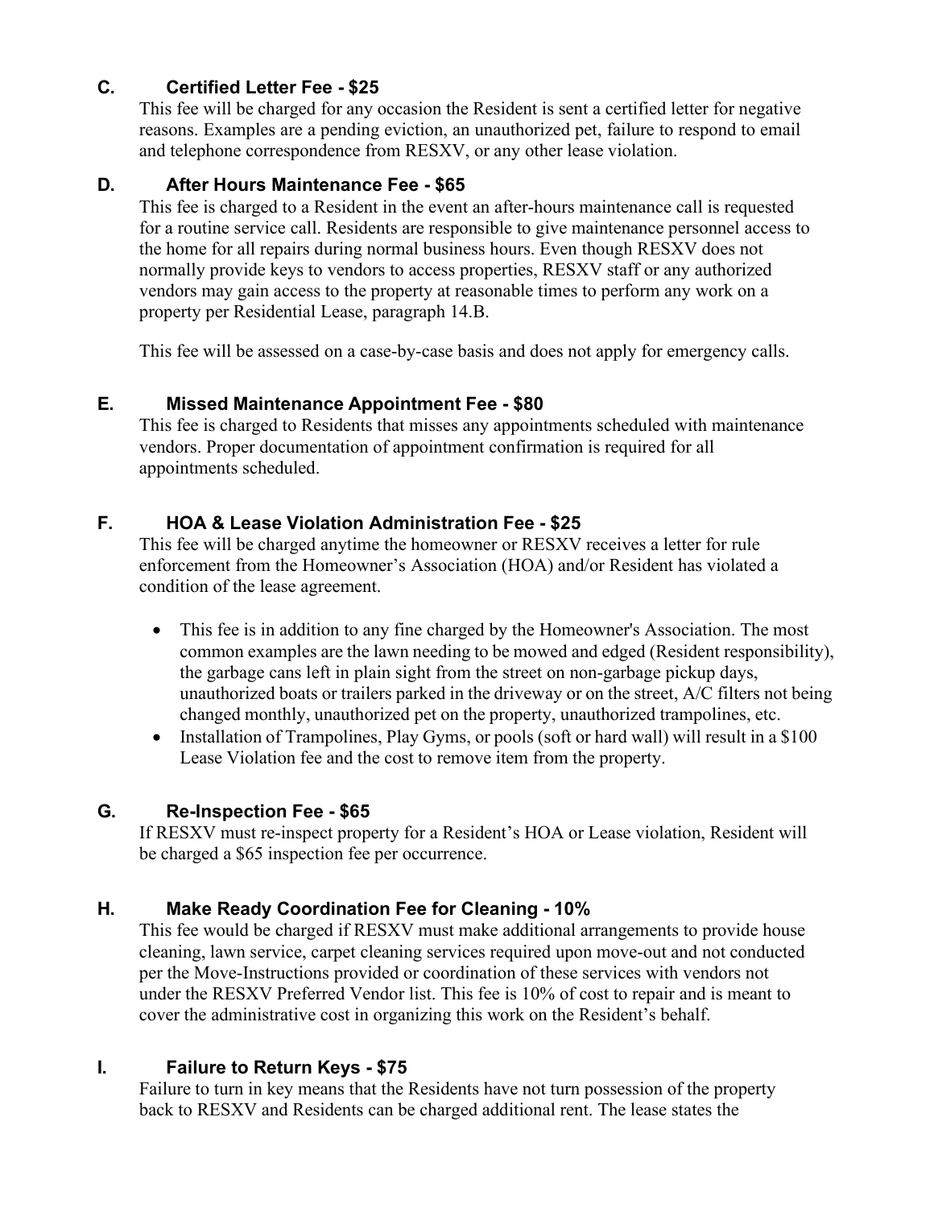### C. Certified Letter Fee - $25

This fee will be charged for any occasion the Resident is sent a certified letter for negative reasons. Examples are a pending eviction, an unauthorized pet, failure to respond to email and telephone correspondence from RESXV, or any other lease violation.

### D. After Hours Maintenance Fee - $65

This fee is charged to a Resident in the event an after-hours maintenance call is requested for a routine service call. Residents are responsible to give maintenance personnel access to the home for all repairs during normal business hours. Even though RESXV does not normally provide keys to vendors to access properties, RESXV staff or any authorized vendors may gain access to the property at reasonable times to perform any work on a property per Residential Lease, paragraph 14.B.

This fee will be assessed on a case-by-case basis and does not apply for emergency calls.

### E. Missed Maintenance Appointment Fee - $80

This fee is charged to Residents that misses any appointments scheduled with maintenance vendors. Proper documentation of appointment confirmation is required for all appointments scheduled.

### F. HOA & Lease Violation Administration Fee - $25

This fee will be charged anytime the homeowner or RESXV receives a letter for rule enforcement from the Homeowner's Association (HOA) and/or Resident has violated a condition of the lease agreement.

- This fee is in addition to any fine charged by the Homeowner's Association. The most common examples are the lawn needing to be mowed and edged (Resident responsibility), the garbage cans left in plain sight from the street on non-garbage pickup days, unauthorized boats or trailers parked in the driveway or on the street, A/C filters not being changed monthly, unauthorized pet on the property, unauthorized trampolines, etc.
- Installation of Trampolines, Play Gyms, or pools (soft or hard wall) will result in a $100 Lease Violation fee and the cost to remove item from the property.

### G. Re-Inspection Fee - $65

If RESXV must re-inspect property for a Resident's HOA or Lease violation, Resident will be charged a $65 inspection fee per occurrence.

### H. Make Ready Coordination Fee for Cleaning - 10%

This fee would be charged if RESXV must make additional arrangements to provide house cleaning, lawn service, carpet cleaning services required upon move-out and not conducted per the Move-Instructions provided or coordination of these services with vendors not under the RESXV Preferred Vendor list. This fee is 10% of cost to repair and is meant to cover the administrative cost in organizing this work on the Resident's behalf.

### I. Failure to Return Keys - $75

Failure to turn in key means that the Residents have not turn possession of the property back to RESXV and Residents can be charged additional rent. The lease states the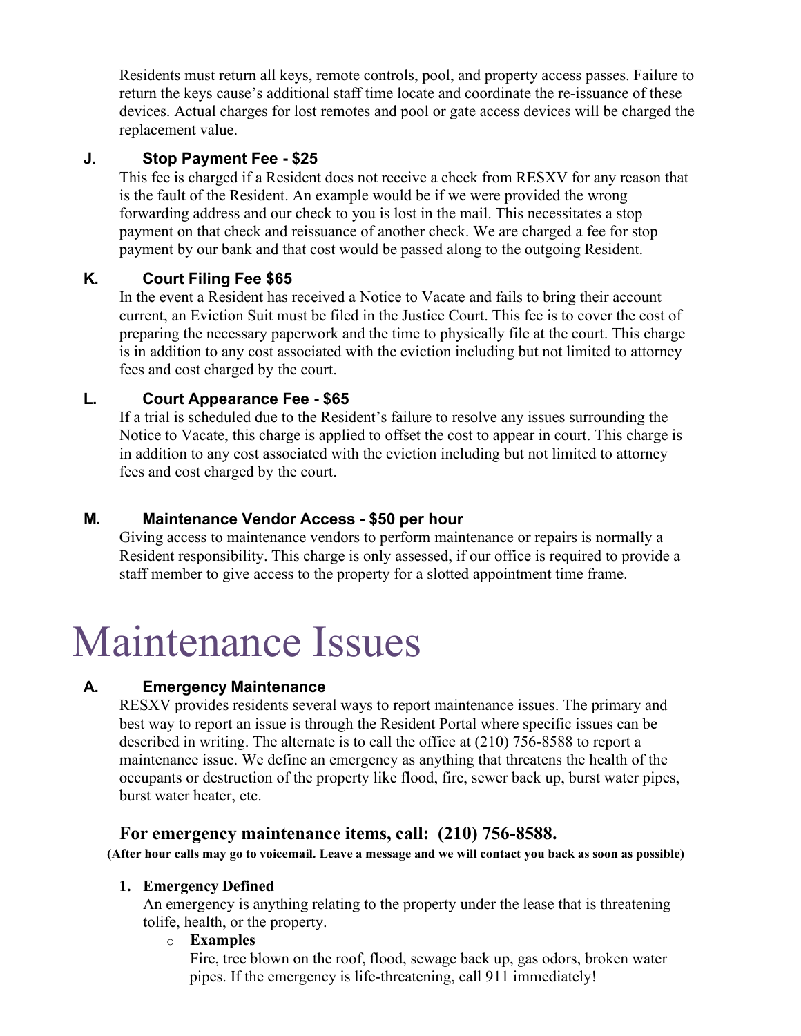Residents must return all keys, remote controls, pool, and property access passes. Failure to return the keys cause's additional staff time locate and coordinate the re-issuance of these devices. Actual charges for lost remotes and pool or gate access devices will be charged the replacement value.

**J. Stop Payment Fee - $25**

This fee is charged if a Resident does not receive a check from RESXV for any reason that is the fault of the Resident. An example would be if we were provided the wrong forwarding address and our check to you is lost in the mail. This necessitates a stop payment on that check and reissuance of another check. We are charged a fee for stop payment by our bank and that cost would be passed along to the outgoing Resident.

**K. Court Filing Fee $65**

In the event a Resident has received a Notice to Vacate and fails to bring their account current, an Eviction Suit must be filed in the Justice Court. This fee is to cover the cost of preparing the necessary paperwork and the time to physically file at the court. This charge is in addition to any cost associated with the eviction including but not limited to attorney fees and cost charged by the court.

**L. Court Appearance Fee - $65**

If a trial is scheduled due to the Resident's failure to resolve any issues surrounding the Notice to Vacate, this charge is applied to offset the cost to appear in court. This charge is in addition to any cost associated with the eviction including but not limited to attorney fees and cost charged by the court.

**M. Maintenance Vendor Access - $50 per hour**

Giving access to maintenance vendors to perform maintenance or repairs is normally a Resident responsibility. This charge is only assessed, if our office is required to provide a staff member to give access to the property for a slotted appointment time frame.

# Maintenance Issues

**A. Emergency Maintenance**

RESXV provides residents several ways to report maintenance issues. The primary and best way to report an issue is through the Resident Portal where specific issues can be described in writing. The alternate is to call the office at (210) 756-8588 to report a maintenance issue. We define an emergency as anything that threatens the health of the occupants or destruction of the property like flood, fire, sewer back up, burst water pipes, burst water heater, etc.

### For emergency maintenance items, call: (210) 756-8588.

**(After hour calls may go to voicemail. Leave a message and we will contact you back as soon as possible)**

1. **Emergency Defined**

   An emergency is anything relating to the property under the lease that is threatening tolife, health, or the property.

   - **Examples**

     Fire, tree blown on the roof, flood, sewage back up, gas odors, broken water pipes. If the emergency is life-threatening, call 911 immediately!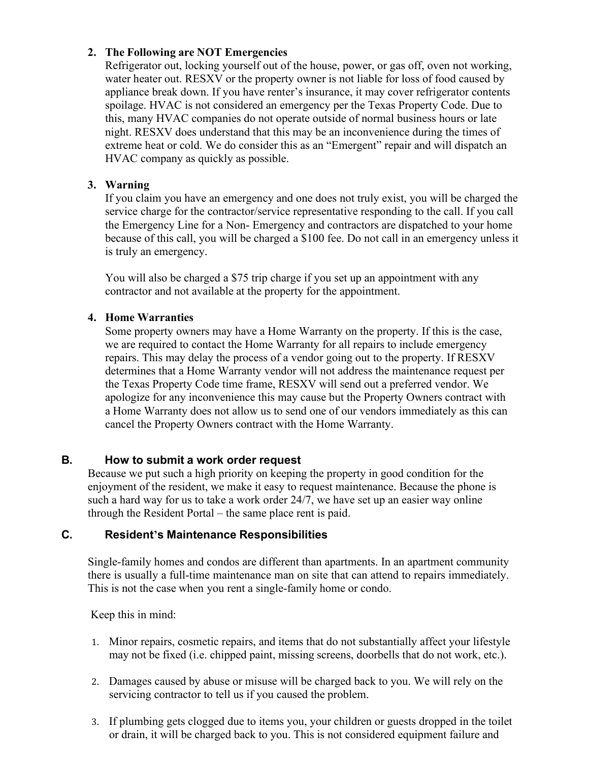2. **The Following are NOT Emergencies**
   Refrigerator out, locking yourself out of the house, power, or gas off, oven not working, water heater out. RESXV or the property owner is not liable for loss of food caused by appliance break down. If you have renter's insurance, it may cover refrigerator contents spoilage. HVAC is not considered an emergency per the Texas Property Code. Due to this, many HVAC companies do not operate outside of normal business hours or late night. RESXV does understand that this may be an inconvenience during the times of extreme heat or cold. We do consider this as an "Emergent" repair and will dispatch an HVAC company as quickly as possible.

3. **Warning**
   If you claim you have an emergency and one does not truly exist, you will be charged the service charge for the contractor/service representative responding to the call. If you call the Emergency Line for a Non- Emergency and contractors are dispatched to your home because of this call, you will be charged a $100 fee. Do not call in an emergency unless it is truly an emergency.

   You will also be charged a $75 trip charge if you set up an appointment with any contractor and not available at the property for the appointment.

4. **Home Warranties**
   Some property owners may have a Home Warranty on the property. If this is the case, we are required to contact the Home Warranty for all repairs to include emergency repairs. This may delay the process of a vendor going out to the property. If RESXV determines that a Home Warranty vendor will not address the maintenance request per the Texas Property Code time frame, RESXV will send out a preferred vendor. We apologize for any inconvenience this may cause but the Property Owners contract with a Home Warranty does not allow us to send one of our vendors immediately as this can cancel the Property Owners contract with the Home Warranty.

## B. How to submit a work order request

Because we put such a high priority on keeping the property in good condition for the enjoyment of the resident, we make it easy to request maintenance. Because the phone is such a hard way for us to take a work order 24/7, we have set up an easier way online through the Resident Portal – the same place rent is paid.

## C. Resident's Maintenance Responsibilities

Single-family homes and condos are different than apartments. In an apartment community there is usually a full-time maintenance man on site that can attend to repairs immediately. This is not the case when you rent a single-family home or condo.

Keep this in mind:

1. Minor repairs, cosmetic repairs, and items that do not substantially affect your lifestyle may not be fixed (i.e. chipped paint, missing screens, doorbells that do not work, etc.).

2. Damages caused by abuse or misuse will be charged back to you. We will rely on the servicing contractor to tell us if you caused the problem.

3. If plumbing gets clogged due to items you, your children or guests dropped in the toilet or drain, it will be charged back to you. This is not considered equipment failure and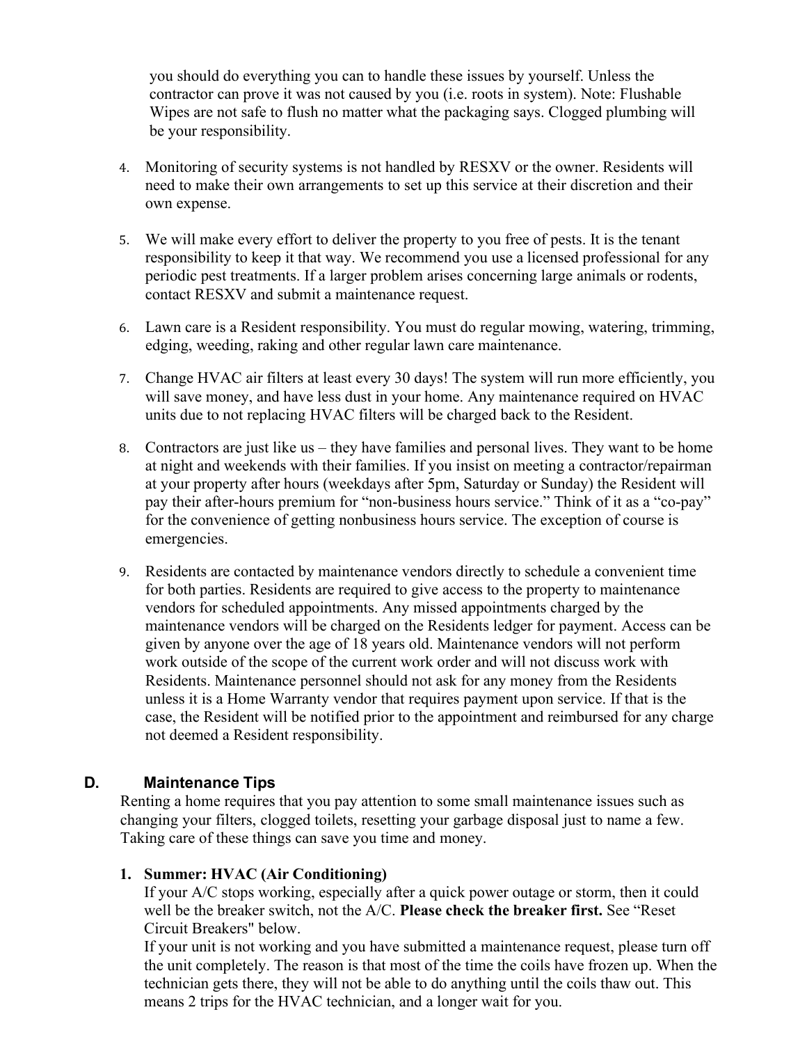you should do everything you can to handle these issues by yourself. Unless the contractor can prove it was not caused by you (i.e. roots in system). Note: Flushable Wipes are not safe to flush no matter what the packaging says. Clogged plumbing will be your responsibility.

4. Monitoring of security systems is not handled by RESXV or the owner. Residents will need to make their own arrangements to set up this service at their discretion and their own expense.

5. We will make every effort to deliver the property to you free of pests. It is the tenant responsibility to keep it that way. We recommend you use a licensed professional for any periodic pest treatments. If a larger problem arises concerning large animals or rodents, contact RESXV and submit a maintenance request.

6. Lawn care is a Resident responsibility. You must do regular mowing, watering, trimming, edging, weeding, raking and other regular lawn care maintenance.

7. Change HVAC air filters at least every 30 days! The system will run more efficiently, you will save money, and have less dust in your home. Any maintenance required on HVAC units due to not replacing HVAC filters will be charged back to the Resident.

8. Contractors are just like us – they have families and personal lives. They want to be home at night and weekends with their families. If you insist on meeting a contractor/repairman at your property after hours (weekdays after 5pm, Saturday or Sunday) the Resident will pay their after-hours premium for "non-business hours service." Think of it as a "co-pay" for the convenience of getting nonbusiness hours service. The exception of course is emergencies.

9. Residents are contacted by maintenance vendors directly to schedule a convenient time for both parties. Residents are required to give access to the property to maintenance vendors for scheduled appointments. Any missed appointments charged by the maintenance vendors will be charged on the Residents ledger for payment. Access can be given by anyone over the age of 18 years old. Maintenance vendors will not perform work outside of the scope of the current work order and will not discuss work with Residents. Maintenance personnel should not ask for any money from the Residents unless it is a Home Warranty vendor that requires payment upon service. If that is the case, the Resident will be notified prior to the appointment and reimbursed for any charge not deemed a Resident responsibility.

## D. Maintenance Tips

Renting a home requires that you pay attention to some small maintenance issues such as changing your filters, clogged toilets, resetting your garbage disposal just to name a few. Taking care of these things can save you time and money.

**1. Summer: HVAC (Air Conditioning)**

If your A/C stops working, especially after a quick power outage or storm, then it could well be the breaker switch, not the A/C. **Please check the breaker first.** See "Reset Circuit Breakers" below.

If your unit is not working and you have submitted a maintenance request, please turn off the unit completely. The reason is that most of the time the coils have frozen up. When the technician gets there, they will not be able to do anything until the coils thaw out. This means 2 trips for the HVAC technician, and a longer wait for you.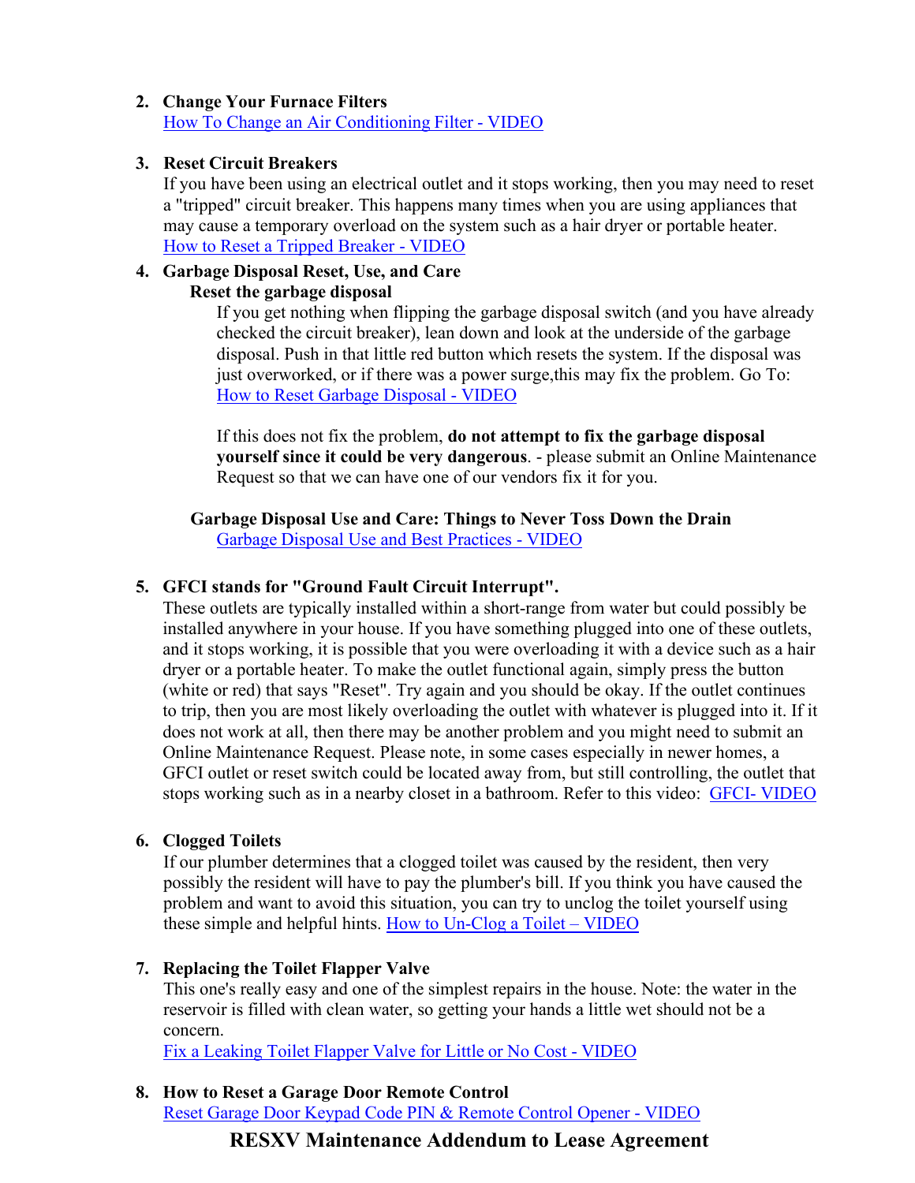2. **Change Your Furnace Filters**
   How To Change an Air Conditioning Filter - VIDEO

3. **Reset Circuit Breakers**
   If you have been using an electrical outlet and it stops working, then you may need to reset a "tripped" circuit breaker. This happens many times when you are using appliances that may cause a temporary overload on the system such as a hair dryer or portable heater.
   How to Reset a Tripped Breaker - VIDEO

4. **Garbage Disposal Reset, Use, and Care**

   **Reset the garbage disposal**

   If you get nothing when flipping the garbage disposal switch (and you have already checked the circuit breaker), lean down and look at the underside of the garbage disposal. Push in that little red button which resets the system. If the disposal was just overworked, or if there was a power surge,this may fix the problem. Go To: How to Reset Garbage Disposal - VIDEO

   If this does not fix the problem, **do not attempt to fix the garbage disposal yourself since it could be very dangerous**. - please submit an Online Maintenance Request so that we can have one of our vendors fix it for you.

   **Garbage Disposal Use and Care: Things to Never Toss Down the Drain**

   Garbage Disposal Use and Best Practices - VIDEO

5. **GFCI stands for "Ground Fault Circuit Interrupt".**
   These outlets are typically installed within a short-range from water but could possibly be installed anywhere in your house. If you have something plugged into one of these outlets, and it stops working, it is possible that you were overloading it with a device such as a hair dryer or a portable heater. To make the outlet functional again, simply press the button (white or red) that says "Reset". Try again and you should be okay. If the outlet continues to trip, then you are most likely overloading the outlet with whatever is plugged into it. If it does not work at all, then there may be another problem and you might need to submit an Online Maintenance Request. Please note, in some cases especially in newer homes, a GFCI outlet or reset switch could be located away from, but still controlling, the outlet that stops working such as in a nearby closet in a bathroom. Refer to this video: GFCI- VIDEO

6. **Clogged Toilets**
   If our plumber determines that a clogged toilet was caused by the resident, then very possibly the resident will have to pay the plumber's bill. If you think you have caused the problem and want to avoid this situation, you can try to unclog the toilet yourself using these simple and helpful hints. How to Un-Clog a Toilet – VIDEO

7. **Replacing the Toilet Flapper Valve**
   This one's really easy and one of the simplest repairs in the house. Note: the water in the reservoir is filled with clean water, so getting your hands a little wet should not be a concern.
   Fix a Leaking Toilet Flapper Valve for Little or No Cost - VIDEO

8. **How to Reset a Garage Door Remote Control**
   Reset Garage Door Keypad Code PIN & Remote Control Opener - VIDEO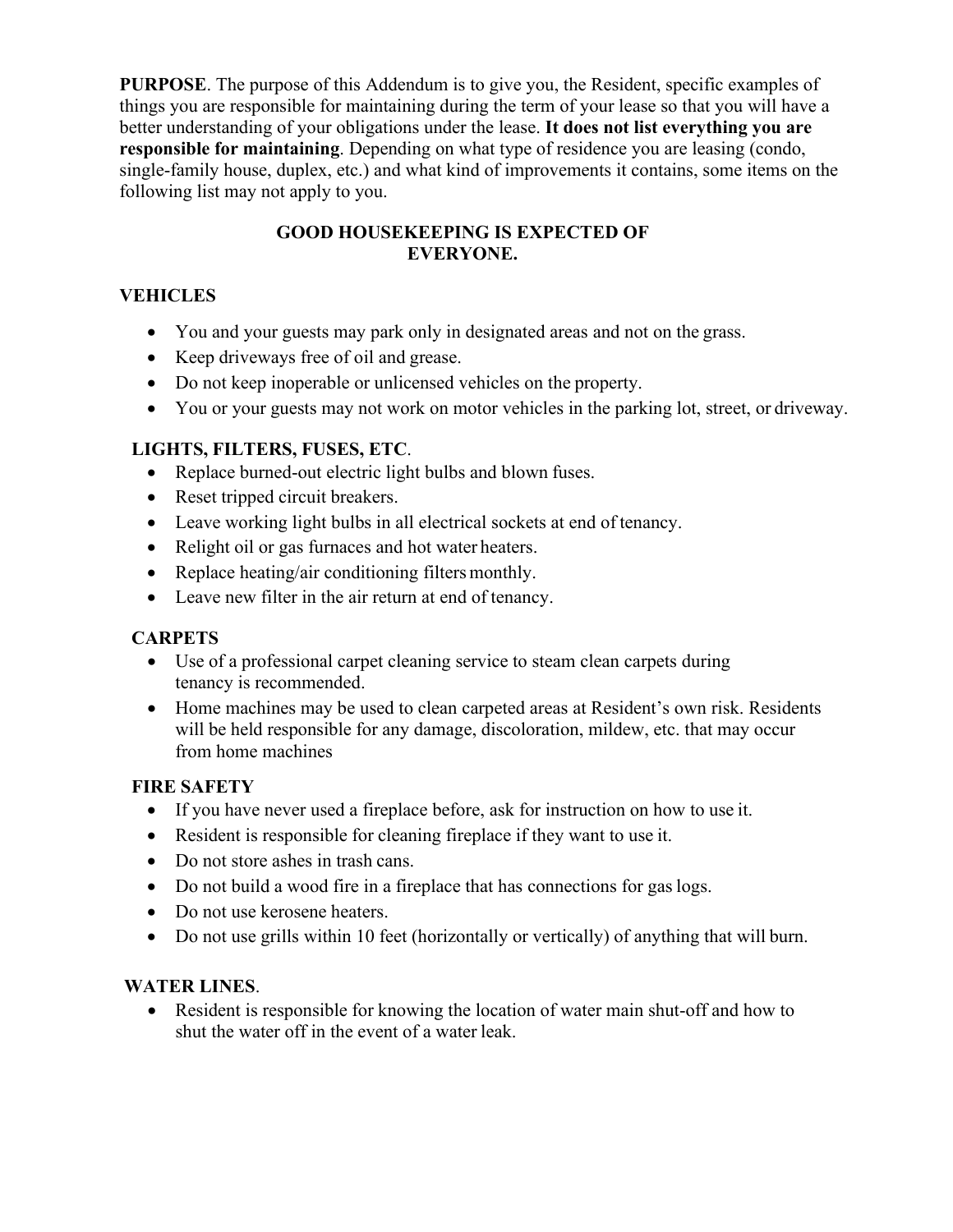**PURPOSE**. The purpose of this Addendum is to give you, the Resident, specific examples of things you are responsible for maintaining during the term of your lease so that you will have a better understanding of your obligations under the lease. **It does not list everything you are responsible for maintaining**. Depending on what type of residence you are leasing (condo, single-family house, duplex, etc.) and what kind of improvements it contains, some items on the following list may not apply to you.

**GOOD HOUSEKEEPING IS EXPECTED OF EVERYONE.**

**VEHICLES**

- You and your guests may park only in designated areas and not on the grass.
- Keep driveways free of oil and grease.
- Do not keep inoperable or unlicensed vehicles on the property.
- You or your guests may not work on motor vehicles in the parking lot, street, or driveway.

**LIGHTS, FILTERS, FUSES, ETC**.

- Replace burned-out electric light bulbs and blown fuses.
- Reset tripped circuit breakers.
- Leave working light bulbs in all electrical sockets at end of tenancy.
- Relight oil or gas furnaces and hot water heaters.
- Replace heating/air conditioning filters monthly.
- Leave new filter in the air return at end of tenancy.

**CARPETS**

- Use of a professional carpet cleaning service to steam clean carpets during tenancy is recommended.
- Home machines may be used to clean carpeted areas at Resident's own risk. Residents will be held responsible for any damage, discoloration, mildew, etc. that may occur from home machines

**FIRE SAFETY**

- If you have never used a fireplace before, ask for instruction on how to use it.
- Resident is responsible for cleaning fireplace if they want to use it.
- Do not store ashes in trash cans.
- Do not build a wood fire in a fireplace that has connections for gas logs.
- Do not use kerosene heaters.
- Do not use grills within 10 feet (horizontally or vertically) of anything that will burn.

**WATER LINES**.

- Resident is responsible for knowing the location of water main shut-off and how to shut the water off in the event of a water leak.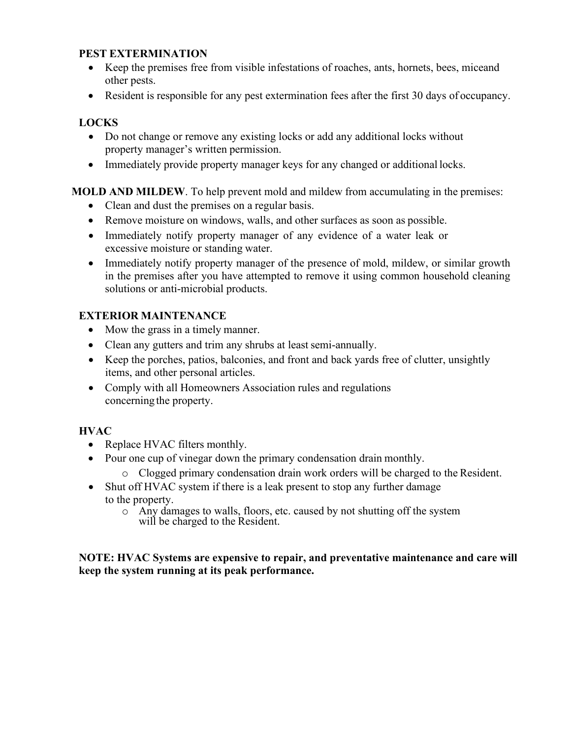**PEST EXTERMINATION**

- Keep the premises free from visible infestations of roaches, ants, hornets, bees, miceand other pests.
- Resident is responsible for any pest extermination fees after the first 30 days of occupancy.

**LOCKS**

- Do not change or remove any existing locks or add any additional locks without property manager's written permission.
- Immediately provide property manager keys for any changed or additional locks.

**MOLD AND MILDEW**. To help prevent mold and mildew from accumulating in the premises:

- Clean and dust the premises on a regular basis.
- Remove moisture on windows, walls, and other surfaces as soon as possible.
- Immediately notify property manager of any evidence of a water leak or excessive moisture or standing water.
- Immediately notify property manager of the presence of mold, mildew, or similar growth in the premises after you have attempted to remove it using common household cleaning solutions or anti-microbial products.

**EXTERIOR MAINTENANCE**

- Mow the grass in a timely manner.
- Clean any gutters and trim any shrubs at least semi-annually.
- Keep the porches, patios, balconies, and front and back yards free of clutter, unsightly items, and other personal articles.
- Comply with all Homeowners Association rules and regulations concerning the property.

**HVAC**

- Replace HVAC filters monthly.
- Pour one cup of vinegar down the primary condensation drain monthly.
  - Clogged primary condensation drain work orders will be charged to the Resident.
- Shut off HVAC system if there is a leak present to stop any further damage to the property.
  - Any damages to walls, floors, etc. caused by not shutting off the system will be charged to the Resident.

**NOTE: HVAC Systems are expensive to repair, and preventative maintenance and care will keep the system running at its peak performance.**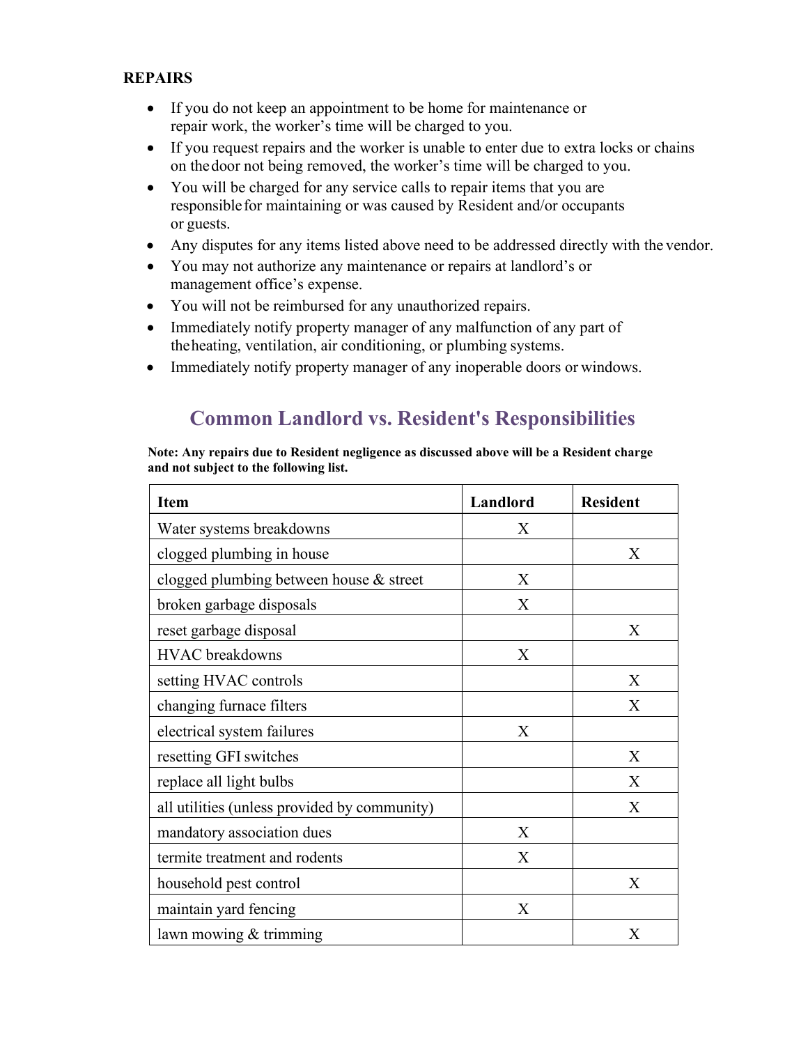**REPAIRS**

- If you do not keep an appointment to be home for maintenance or repair work, the worker's time will be charged to you.
- If you request repairs and the worker is unable to enter due to extra locks or chains on the door not being removed, the worker's time will be charged to you.
- You will be charged for any service calls to repair items that you are responsible for maintaining or was caused by Resident and/or occupants or guests.
- Any disputes for any items listed above need to be addressed directly with the vendor.
- You may not authorize any maintenance or repairs at landlord's or management office's expense.
- You will not be reimbursed for any unauthorized repairs.
- Immediately notify property manager of any malfunction of any part of the heating, ventilation, air conditioning, or plumbing systems.
- Immediately notify property manager of any inoperable doors or windows.

## Common Landlord vs. Resident's Responsibilities

**Note: Any repairs due to Resident negligence as discussed above will be a Resident charge and not subject to the following list.**

| Item | Landlord | Resident |
|---|---|---|
| Water systems breakdowns | X | |
| clogged plumbing in house | | X |
| clogged plumbing between house & street | X | |
| broken garbage disposals | X | |
| reset garbage disposal | | X |
| HVAC breakdowns | X | |
| setting HVAC controls | | X |
| changing furnace filters | | X |
| electrical system failures | X | |
| resetting GFI switches | | X |
| replace all light bulbs | | X |
| all utilities (unless provided by community) | | X |
| mandatory association dues | X | |
| termite treatment and rodents | X | |
| household pest control | | X |
| maintain yard fencing | X | |
| lawn mowing & trimming | | X |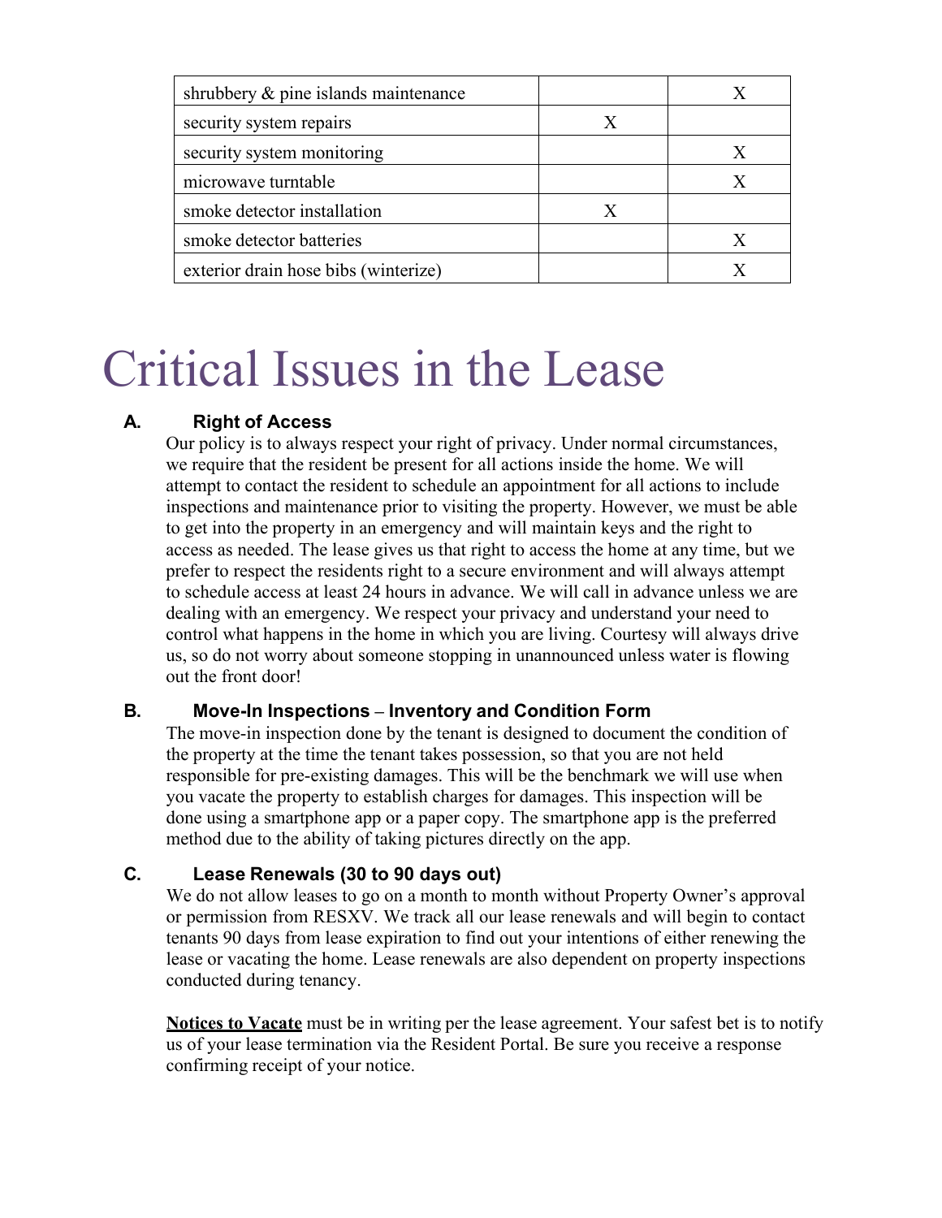| | | |
|---|---|---|
| shrubbery & pine islands maintenance | | X |
| security system repairs | X | |
| security system monitoring | | X |
| microwave turntable | | X |
| smoke detector installation | X | |
| smoke detector batteries | | X |
| exterior drain hose bibs (winterize) | | X |

# Critical Issues in the Lease

### A. Right of Access

Our policy is to always respect your right of privacy. Under normal circumstances, we require that the resident be present for all actions inside the home. We will attempt to contact the resident to schedule an appointment for all actions to include inspections and maintenance prior to visiting the property. However, we must be able to get into the property in an emergency and will maintain keys and the right to access as needed. The lease gives us that right to access the home at any time, but we prefer to respect the residents right to a secure environment and will always attempt to schedule access at least 24 hours in advance. We will call in advance unless we are dealing with an emergency. We respect your privacy and understand your need to control what happens in the home in which you are living. Courtesy will always drive us, so do not worry about someone stopping in unannounced unless water is flowing out the front door!

### B. Move-In Inspections – Inventory and Condition Form

The move-in inspection done by the tenant is designed to document the condition of the property at the time the tenant takes possession, so that you are not held responsible for pre-existing damages. This will be the benchmark we will use when you vacate the property to establish charges for damages. This inspection will be done using a smartphone app or a paper copy. The smartphone app is the preferred method due to the ability of taking pictures directly on the app.

### C. Lease Renewals (30 to 90 days out)

We do not allow leases to go on a month to month without Property Owner's approval or permission from RESXV. We track all our lease renewals and will begin to contact tenants 90 days from lease expiration to find out your intentions of either renewing the lease or vacating the home. Lease renewals are also dependent on property inspections conducted during tenancy.

**<u>Notices to Vacate</u>** must be in writing per the lease agreement. Your safest bet is to notify us of your lease termination via the Resident Portal. Be sure you receive a response confirming receipt of your notice.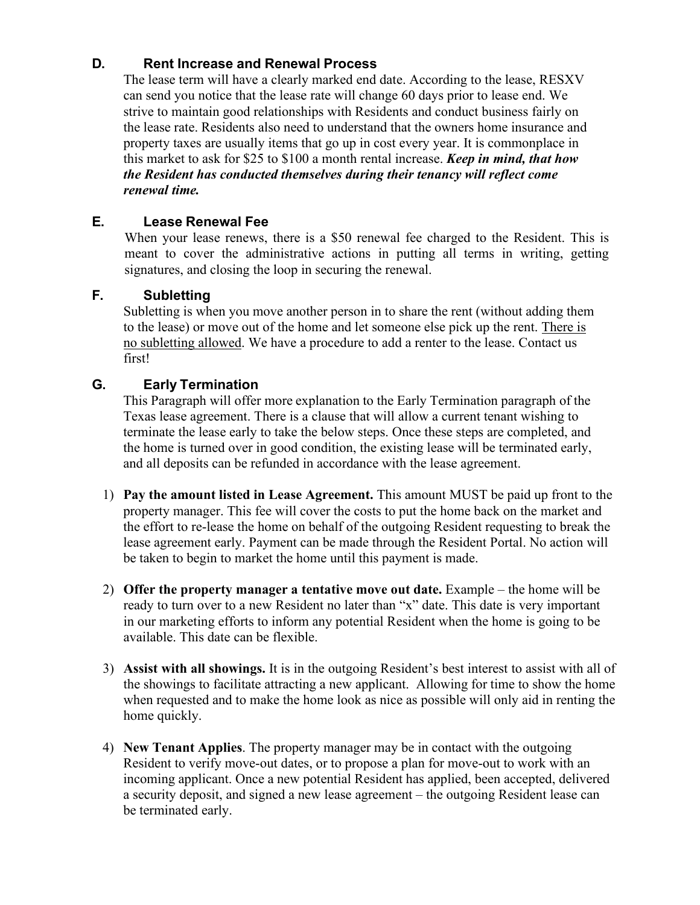### D. Rent Increase and Renewal Process

The lease term will have a clearly marked end date. According to the lease, RESXV can send you notice that the lease rate will change 60 days prior to lease end. We strive to maintain good relationships with Residents and conduct business fairly on the lease rate. Residents also need to understand that the owners home insurance and property taxes are usually items that go up in cost every year. It is commonplace in this market to ask for $25 to $100 a month rental increase. ***Keep in mind, that how the Resident has conducted themselves during their tenancy will reflect come renewal time.***

### E. Lease Renewal Fee

When your lease renews, there is a $50 renewal fee charged to the Resident. This is meant to cover the administrative actions in putting all terms in writing, getting signatures, and closing the loop in securing the renewal.

### F. Subletting

Subletting is when you move another person in to share the rent (without adding them to the lease) or move out of the home and let someone else pick up the rent. <u>There is no subletting allowed</u>. We have a procedure to add a renter to the lease. Contact us first!

### G. Early Termination

This Paragraph will offer more explanation to the Early Termination paragraph of the Texas lease agreement. There is a clause that will allow a current tenant wishing to terminate the lease early to take the below steps. Once these steps are completed, and the home is turned over in good condition, the existing lease will be terminated early, and all deposits can be refunded in accordance with the lease agreement.

1) **Pay the amount listed in Lease Agreement.** This amount MUST be paid up front to the property manager. This fee will cover the costs to put the home back on the market and the effort to re-lease the home on behalf of the outgoing Resident requesting to break the lease agreement early. Payment can be made through the Resident Portal. No action will be taken to begin to market the home until this payment is made.

2) **Offer the property manager a tentative move out date.** Example – the home will be ready to turn over to a new Resident no later than "x" date. This date is very important in our marketing efforts to inform any potential Resident when the home is going to be available. This date can be flexible.

3) **Assist with all showings.** It is in the outgoing Resident's best interest to assist with all of the showings to facilitate attracting a new applicant. Allowing for time to show the home when requested and to make the home look as nice as possible will only aid in renting the home quickly.

4) **New Tenant Applies**. The property manager may be in contact with the outgoing Resident to verify move-out dates, or to propose a plan for move-out to work with an incoming applicant. Once a new potential Resident has applied, been accepted, delivered a security deposit, and signed a new lease agreement – the outgoing Resident lease can be terminated early.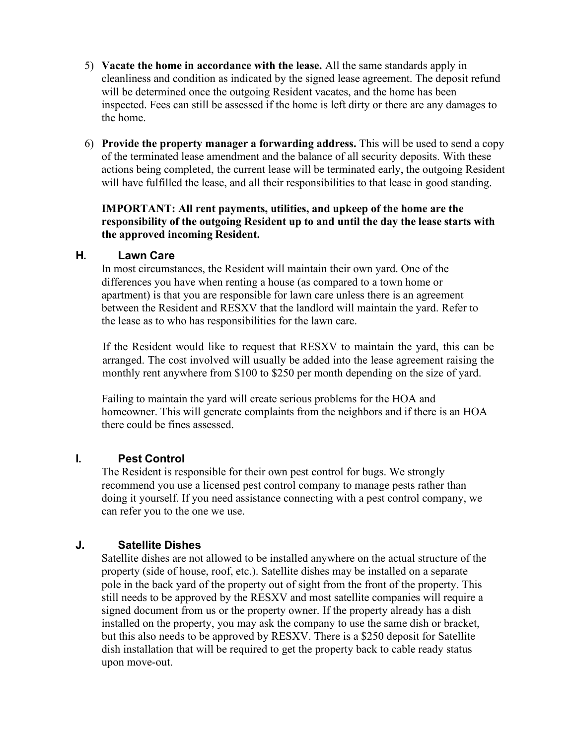5) **Vacate the home in accordance with the lease.** All the same standards apply in cleanliness and condition as indicated by the signed lease agreement. The deposit refund will be determined once the outgoing Resident vacates, and the home has been inspected. Fees can still be assessed if the home is left dirty or there are any damages to the home.

6) **Provide the property manager a forwarding address.** This will be used to send a copy of the terminated lease amendment and the balance of all security deposits. With these actions being completed, the current lease will be terminated early, the outgoing Resident will have fulfilled the lease, and all their responsibilities to that lease in good standing.

**IMPORTANT: All rent payments, utilities, and upkeep of the home are the responsibility of the outgoing Resident up to and until the day the lease starts with the approved incoming Resident.**

## H. Lawn Care

In most circumstances, the Resident will maintain their own yard. One of the differences you have when renting a house (as compared to a town home or apartment) is that you are responsible for lawn care unless there is an agreement between the Resident and RESXV that the landlord will maintain the yard. Refer to the lease as to who has responsibilities for the lawn care.

If the Resident would like to request that RESXV to maintain the yard, this can be arranged. The cost involved will usually be added into the lease agreement raising the monthly rent anywhere from $100 to $250 per month depending on the size of yard.

Failing to maintain the yard will create serious problems for the HOA and homeowner. This will generate complaints from the neighbors and if there is an HOA there could be fines assessed.

## I. Pest Control

The Resident is responsible for their own pest control for bugs. We strongly recommend you use a licensed pest control company to manage pests rather than doing it yourself. If you need assistance connecting with a pest control company, we can refer you to the one we use.

## J. Satellite Dishes

Satellite dishes are not allowed to be installed anywhere on the actual structure of the property (side of house, roof, etc.). Satellite dishes may be installed on a separate pole in the back yard of the property out of sight from the front of the property. This still needs to be approved by the RESXV and most satellite companies will require a signed document from us or the property owner. If the property already has a dish installed on the property, you may ask the company to use the same dish or bracket, but this also needs to be approved by RESXV. There is a $250 deposit for Satellite dish installation that will be required to get the property back to cable ready status upon move-out.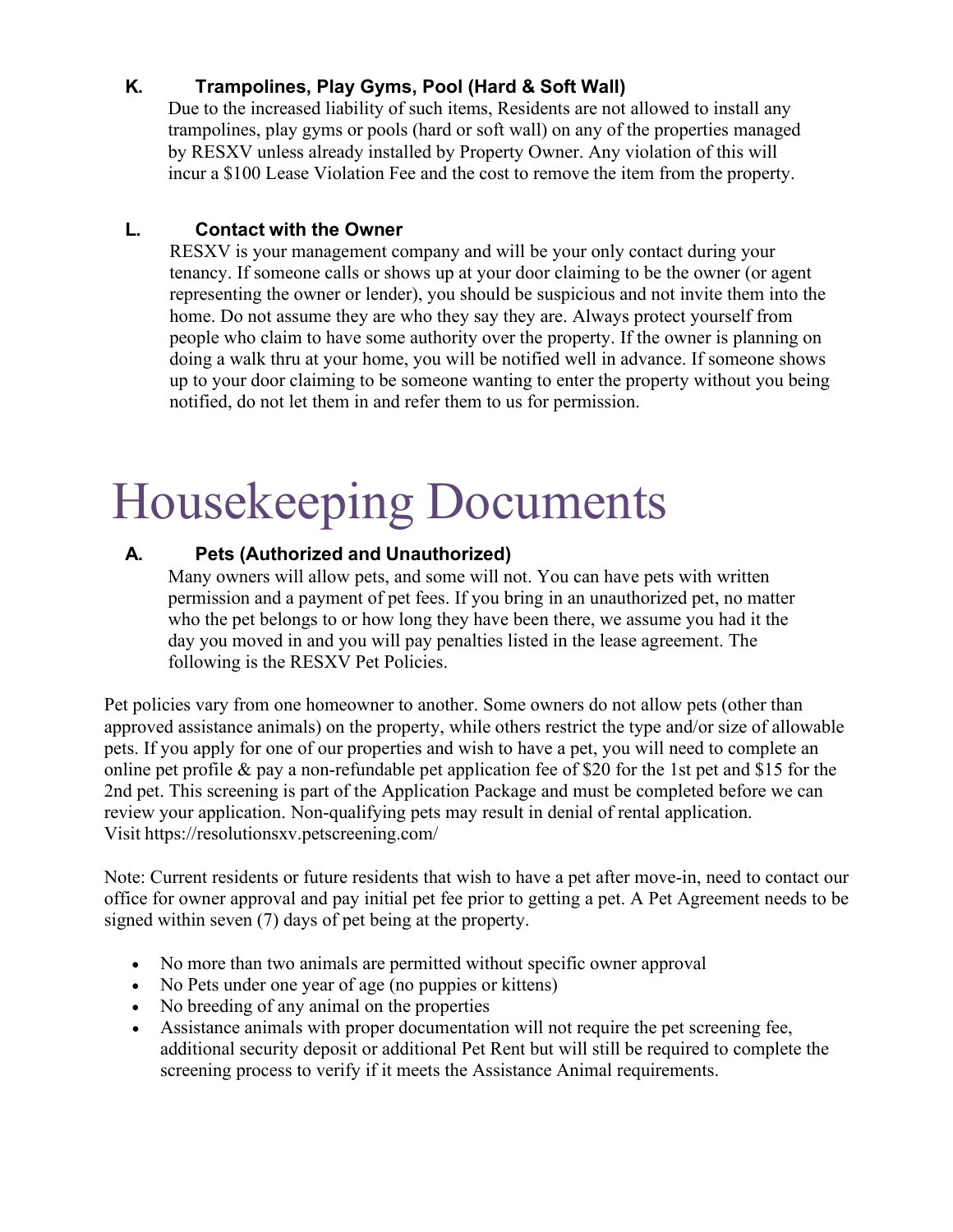### K. Trampolines, Play Gyms, Pool (Hard & Soft Wall)

Due to the increased liability of such items, Residents are not allowed to install any trampolines, play gyms or pools (hard or soft wall) on any of the properties managed by RESXV unless already installed by Property Owner. Any violation of this will incur a $100 Lease Violation Fee and the cost to remove the item from the property.

### L. Contact with the Owner

RESXV is your management company and will be your only contact during your tenancy. If someone calls or shows up at your door claiming to be the owner (or agent representing the owner or lender), you should be suspicious and not invite them into the home. Do not assume they are who they say they are. Always protect yourself from people who claim to have some authority over the property. If the owner is planning on doing a walk thru at your home, you will be notified well in advance. If someone shows up to your door claiming to be someone wanting to enter the property without you being notified, do not let them in and refer them to us for permission.

# Housekeeping Documents

### A. Pets (Authorized and Unauthorized)

Many owners will allow pets, and some will not. You can have pets with written permission and a payment of pet fees. If you bring in an unauthorized pet, no matter who the pet belongs to or how long they have been there, we assume you had it the day you moved in and you will pay penalties listed in the lease agreement. The following is the RESXV Pet Policies.

Pet policies vary from one homeowner to another. Some owners do not allow pets (other than approved assistance animals) on the property, while others restrict the type and/or size of allowable pets. If you apply for one of our properties and wish to have a pet, you will need to complete an online pet profile & pay a non-refundable pet application fee of $20 for the 1st pet and $15 for the 2nd pet. This screening is part of the Application Package and must be completed before we can review your application. Non-qualifying pets may result in denial of rental application.
Visit https://resolutionsxv.petscreening.com/

Note: Current residents or future residents that wish to have a pet after move-in, need to contact our office for owner approval and pay initial pet fee prior to getting a pet. A Pet Agreement needs to be signed within seven (7) days of pet being at the property.

- No more than two animals are permitted without specific owner approval
- No Pets under one year of age (no puppies or kittens)
- No breeding of any animal on the properties
- Assistance animals with proper documentation will not require the pet screening fee, additional security deposit or additional Pet Rent but will still be required to complete the screening process to verify if it meets the Assistance Animal requirements.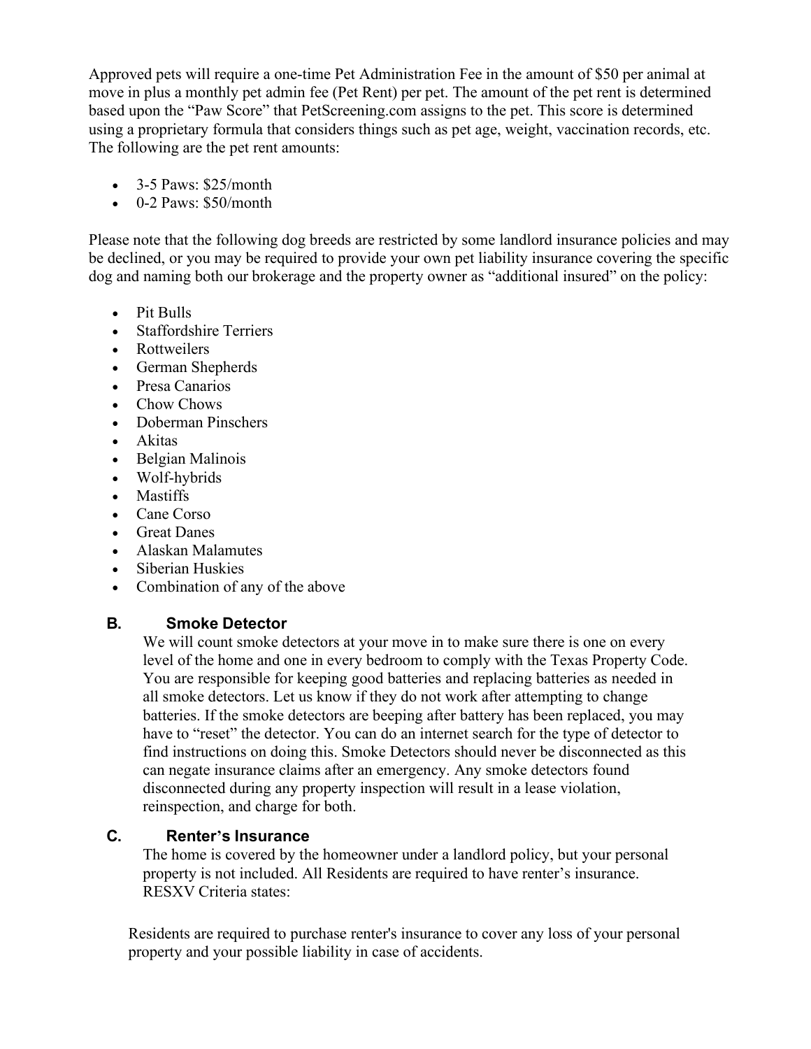Approved pets will require a one-time Pet Administration Fee in the amount of $50 per animal at move in plus a monthly pet admin fee (Pet Rent) per pet. The amount of the pet rent is determined based upon the "Paw Score" that PetScreening.com assigns to the pet. This score is determined using a proprietary formula that considers things such as pet age, weight, vaccination records, etc. The following are the pet rent amounts:

- 3-5 Paws: $25/month
- 0-2 Paws: $50/month

Please note that the following dog breeds are restricted by some landlord insurance policies and may be declined, or you may be required to provide your own pet liability insurance covering the specific dog and naming both our brokerage and the property owner as "additional insured" on the policy:

- Pit Bulls
- Staffordshire Terriers
- Rottweilers
- German Shepherds
- Presa Canarios
- Chow Chows
- Doberman Pinschers
- Akitas
- Belgian Malinois
- Wolf-hybrids
- Mastiffs
- Cane Corso
- Great Danes
- Alaskan Malamutes
- Siberian Huskies
- Combination of any of the above

### B. Smoke Detector

We will count smoke detectors at your move in to make sure there is one on every level of the home and one in every bedroom to comply with the Texas Property Code. You are responsible for keeping good batteries and replacing batteries as needed in all smoke detectors. Let us know if they do not work after attempting to change batteries. If the smoke detectors are beeping after battery has been replaced, you may have to "reset" the detector. You can do an internet search for the type of detector to find instructions on doing this. Smoke Detectors should never be disconnected as this can negate insurance claims after an emergency. Any smoke detectors found disconnected during any property inspection will result in a lease violation, reinspection, and charge for both.

### C. Renter's Insurance

The home is covered by the homeowner under a landlord policy, but your personal property is not included. All Residents are required to have renter's insurance. RESXV Criteria states:

Residents are required to purchase renter's insurance to cover any loss of your personal property and your possible liability in case of accidents.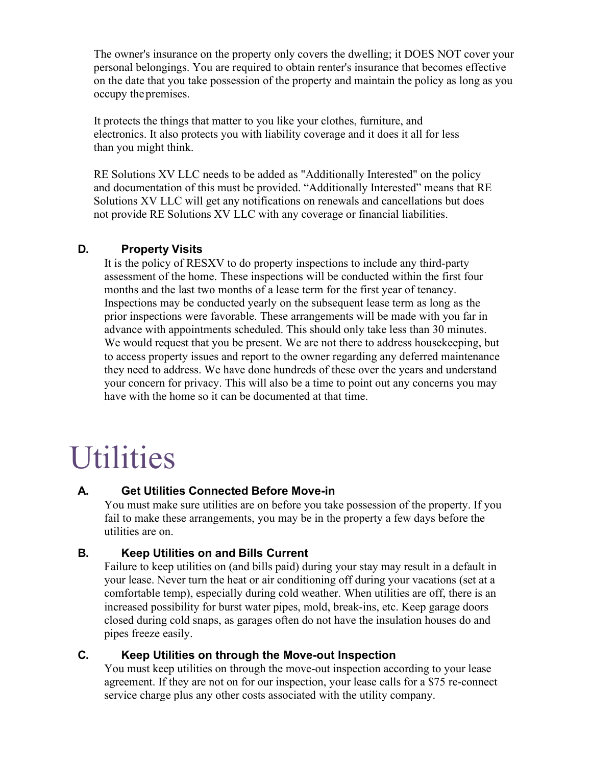The owner's insurance on the property only covers the dwelling; it DOES NOT cover your personal belongings. You are required to obtain renter's insurance that becomes effective on the date that you take possession of the property and maintain the policy as long as you occupy the premises.

It protects the things that matter to you like your clothes, furniture, and electronics. It also protects you with liability coverage and it does it all for less than you might think.

RE Solutions XV LLC needs to be added as "Additionally Interested" on the policy and documentation of this must be provided. “Additionally Interested” means that RE Solutions XV LLC will get any notifications on renewals and cancellations but does not provide RE Solutions XV LLC with any coverage or financial liabilities.

### D. Property Visits

It is the policy of RESXV to do property inspections to include any third-party assessment of the home. These inspections will be conducted within the first four months and the last two months of a lease term for the first year of tenancy. Inspections may be conducted yearly on the subsequent lease term as long as the prior inspections were favorable. These arrangements will be made with you far in advance with appointments scheduled. This should only take less than 30 minutes. We would request that you be present. We are not there to address housekeeping, but to access property issues and report to the owner regarding any deferred maintenance they need to address. We have done hundreds of these over the years and understand your concern for privacy. This will also be a time to point out any concerns you may have with the home so it can be documented at that time.

# Utilities

### A. Get Utilities Connected Before Move-in

You must make sure utilities are on before you take possession of the property. If you fail to make these arrangements, you may be in the property a few days before the utilities are on.

### B. Keep Utilities on and Bills Current

Failure to keep utilities on (and bills paid) during your stay may result in a default in your lease. Never turn the heat or air conditioning off during your vacations (set at a comfortable temp), especially during cold weather. When utilities are off, there is an increased possibility for burst water pipes, mold, break-ins, etc. Keep garage doors closed during cold snaps, as garages often do not have the insulation houses do and pipes freeze easily.

### C. Keep Utilities on through the Move-out Inspection

You must keep utilities on through the move-out inspection according to your lease agreement. If they are not on for our inspection, your lease calls for a $75 re-connect service charge plus any other costs associated with the utility company.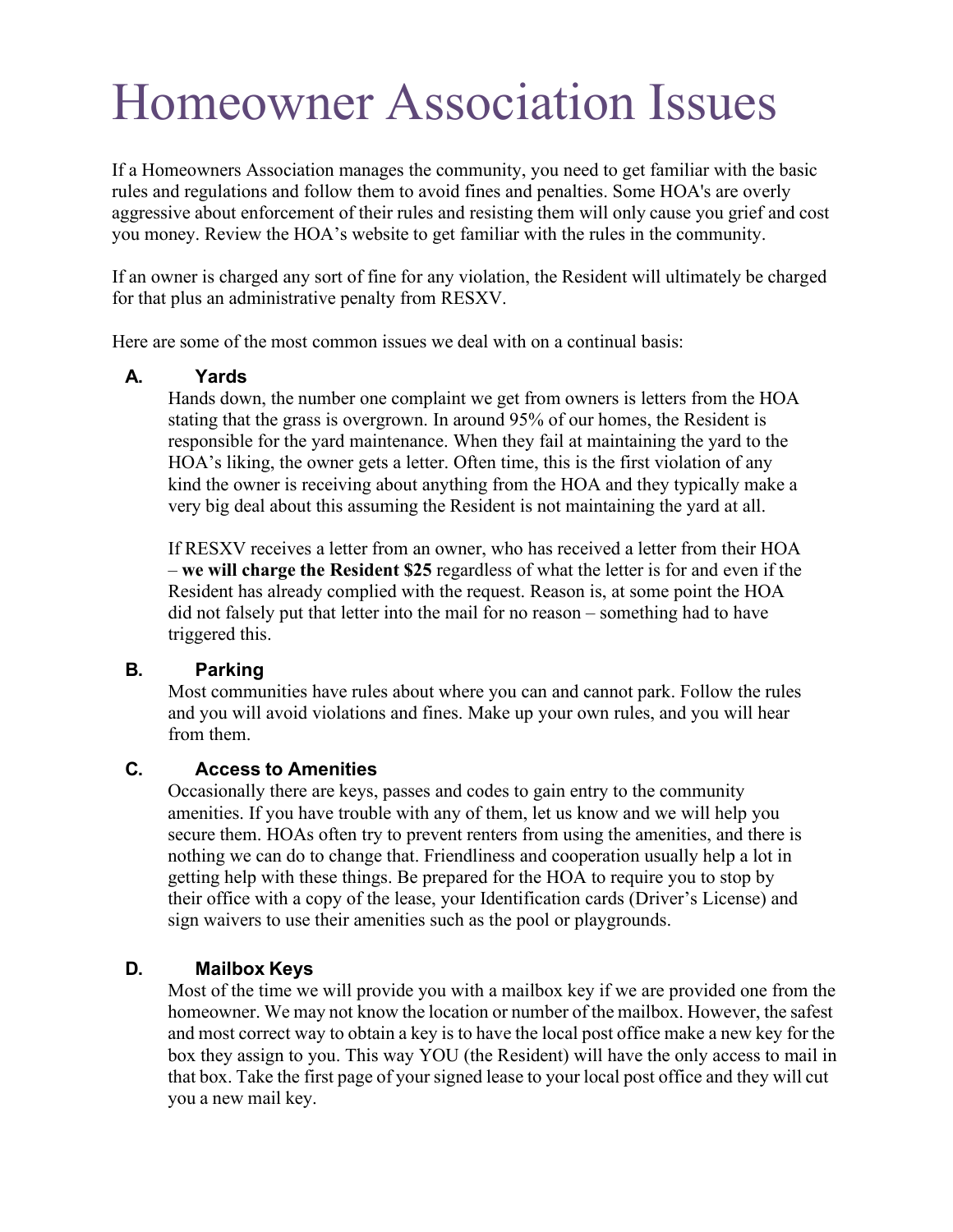# Homeowner Association Issues

If a Homeowners Association manages the community, you need to get familiar with the basic rules and regulations and follow them to avoid fines and penalties. Some HOA's are overly aggressive about enforcement of their rules and resisting them will only cause you grief and cost you money. Review the HOA's website to get familiar with the rules in the community.

If an owner is charged any sort of fine for any violation, the Resident will ultimately be charged for that plus an administrative penalty from RESXV.

Here are some of the most common issues we deal with on a continual basis:

### A. Yards

Hands down, the number one complaint we get from owners is letters from the HOA stating that the grass is overgrown. In around 95% of our homes, the Resident is responsible for the yard maintenance. When they fail at maintaining the yard to the HOA's liking, the owner gets a letter. Often time, this is the first violation of any kind the owner is receiving about anything from the HOA and they typically make a very big deal about this assuming the Resident is not maintaining the yard at all.

If RESXV receives a letter from an owner, who has received a letter from their HOA – **we will charge the Resident $25** regardless of what the letter is for and even if the Resident has already complied with the request. Reason is, at some point the HOA did not falsely put that letter into the mail for no reason – something had to have triggered this.

### B. Parking

Most communities have rules about where you can and cannot park. Follow the rules and you will avoid violations and fines. Make up your own rules, and you will hear from them.

### C. Access to Amenities

Occasionally there are keys, passes and codes to gain entry to the community amenities. If you have trouble with any of them, let us know and we will help you secure them. HOAs often try to prevent renters from using the amenities, and there is nothing we can do to change that. Friendliness and cooperation usually help a lot in getting help with these things. Be prepared for the HOA to require you to stop by their office with a copy of the lease, your Identification cards (Driver's License) and sign waivers to use their amenities such as the pool or playgrounds.

### D. Mailbox Keys

Most of the time we will provide you with a mailbox key if we are provided one from the homeowner. We may not know the location or number of the mailbox. However, the safest and most correct way to obtain a key is to have the local post office make a new key for the box they assign to you. This way YOU (the Resident) will have the only access to mail in that box. Take the first page of your signed lease to your local post office and they will cut you a new mail key.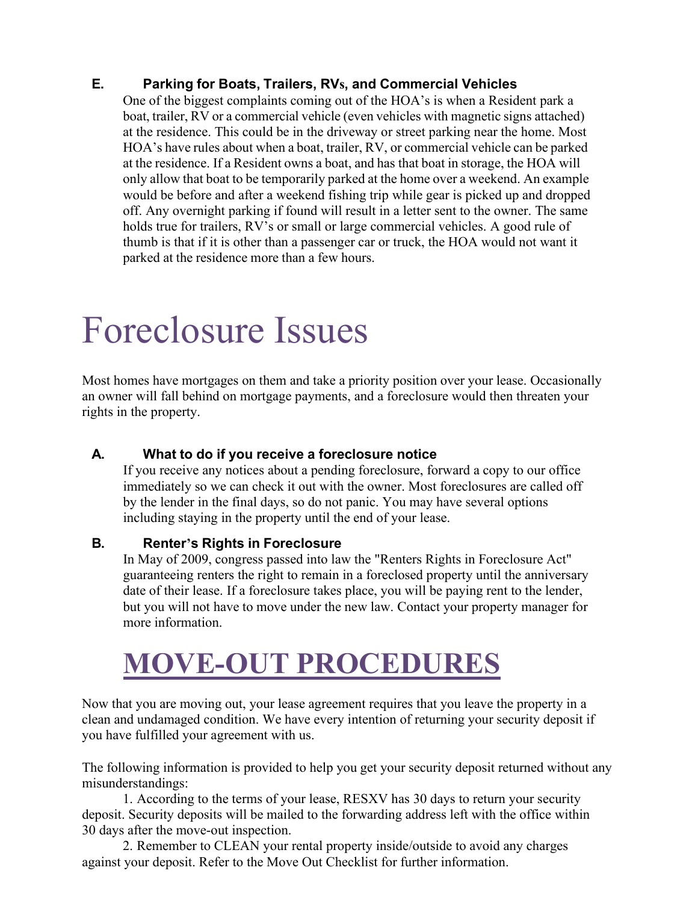### E. Parking for Boats, Trailers, RVs, and Commercial Vehicles

One of the biggest complaints coming out of the HOA's is when a Resident park a boat, trailer, RV or a commercial vehicle (even vehicles with magnetic signs attached) at the residence. This could be in the driveway or street parking near the home. Most HOA's have rules about when a boat, trailer, RV, or commercial vehicle can be parked at the residence. If a Resident owns a boat, and has that boat in storage, the HOA will only allow that boat to be temporarily parked at the home over a weekend. An example would be before and after a weekend fishing trip while gear is picked up and dropped off. Any overnight parking if found will result in a letter sent to the owner. The same holds true for trailers, RV's or small or large commercial vehicles. A good rule of thumb is that if it is other than a passenger car or truck, the HOA would not want it parked at the residence more than a few hours.

# Foreclosure Issues

Most homes have mortgages on them and take a priority position over your lease. Occasionally an owner will fall behind on mortgage payments, and a foreclosure would then threaten your rights in the property.

### A. What to do if you receive a foreclosure notice

If you receive any notices about a pending foreclosure, forward a copy to our office immediately so we can check it out with the owner. Most foreclosures are called off by the lender in the final days, so do not panic. You may have several options including staying in the property until the end of your lease.

### B. Renter's Rights in Foreclosure

In May of 2009, congress passed into law the "Renters Rights in Foreclosure Act" guaranteeing renters the right to remain in a foreclosed property until the anniversary date of their lease. If a foreclosure takes place, you will be paying rent to the lender, but you will not have to move under the new law. Contact your property manager for more information.

# MOVE-OUT PROCEDURES

Now that you are moving out, your lease agreement requires that you leave the property in a clean and undamaged condition. We have every intention of returning your security deposit if you have fulfilled your agreement with us.

The following information is provided to help you get your security deposit returned without any misunderstandings:

1. According to the terms of your lease, RESXV has 30 days to return your security deposit. Security deposits will be mailed to the forwarding address left with the office within 30 days after the move-out inspection.
2. Remember to CLEAN your rental property inside/outside to avoid any charges against your deposit. Refer to the Move Out Checklist for further information.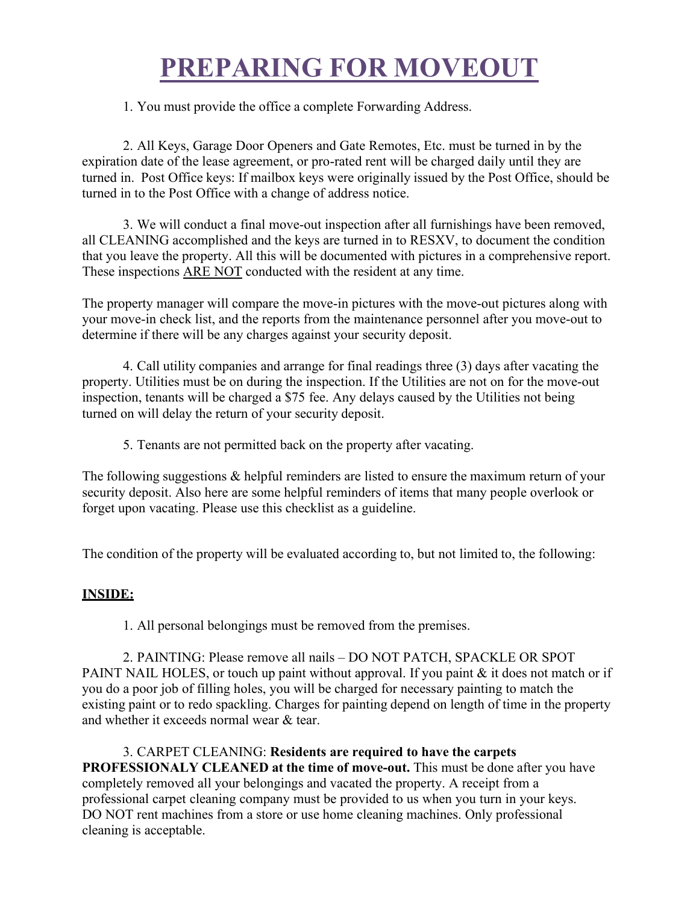# PREPARING FOR MOVEOUT

1. You must provide the office a complete Forwarding Address.

2. All Keys, Garage Door Openers and Gate Remotes, Etc. must be turned in by the expiration date of the lease agreement, or pro-rated rent will be charged daily until they are turned in. Post Office keys: If mailbox keys were originally issued by the Post Office, should be turned in to the Post Office with a change of address notice.

3. We will conduct a final move-out inspection after all furnishings have been removed, all CLEANING accomplished and the keys are turned in to RESXV, to document the condition that you leave the property. All this will be documented with pictures in a comprehensive report. These inspections ARE NOT conducted with the resident at any time.

The property manager will compare the move-in pictures with the move-out pictures along with your move-in check list, and the reports from the maintenance personnel after you move-out to determine if there will be any charges against your security deposit.

4. Call utility companies and arrange for final readings three (3) days after vacating the property. Utilities must be on during the inspection. If the Utilities are not on for the move-out inspection, tenants will be charged a $75 fee. Any delays caused by the Utilities not being turned on will delay the return of your security deposit.

5. Tenants are not permitted back on the property after vacating.

The following suggestions & helpful reminders are listed to ensure the maximum return of your security deposit. Also here are some helpful reminders of items that many people overlook or forget upon vacating. Please use this checklist as a guideline.

The condition of the property will be evaluated according to, but not limited to, the following:

**INSIDE:**

1. All personal belongings must be removed from the premises.

2. PAINTING: Please remove all nails – DO NOT PATCH, SPACKLE OR SPOT PAINT NAIL HOLES, or touch up paint without approval. If you paint & it does not match or if you do a poor job of filling holes, you will be charged for necessary painting to match the existing paint or to redo spackling. Charges for painting depend on length of time in the property and whether it exceeds normal wear & tear.

3. CARPET CLEANING: **Residents are required to have the carpets PROFESSIONALY CLEANED at the time of move-out.** This must be done after you have completely removed all your belongings and vacated the property. A receipt from a professional carpet cleaning company must be provided to us when you turn in your keys. DO NOT rent machines from a store or use home cleaning machines. Only professional cleaning is acceptable.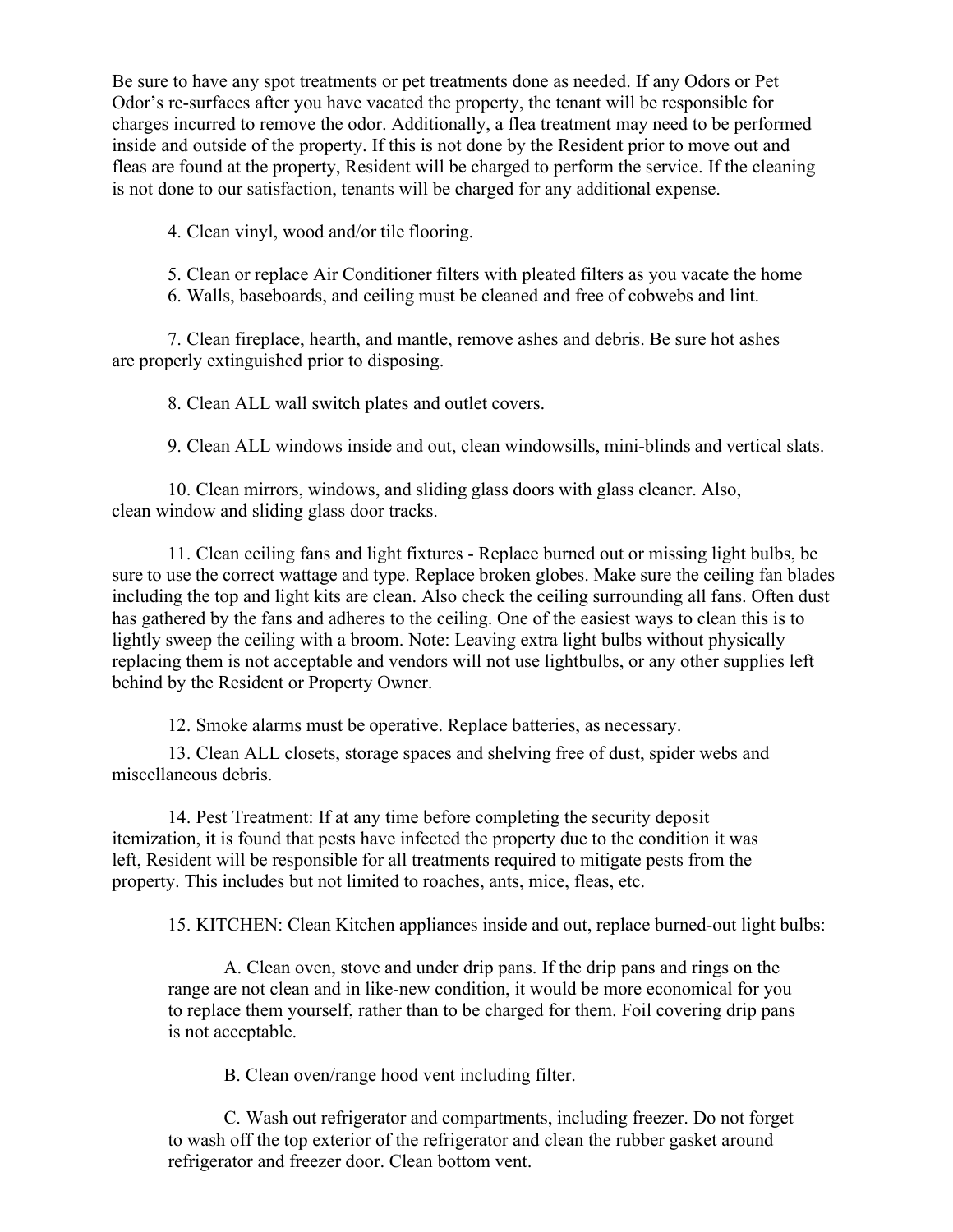Be sure to have any spot treatments or pet treatments done as needed. If any Odors or Pet Odor's re-surfaces after you have vacated the property, the tenant will be responsible for charges incurred to remove the odor. Additionally, a flea treatment may need to be performed inside and outside of the property. If this is not done by the Resident prior to move out and fleas are found at the property, Resident will be charged to perform the service. If the cleaning is not done to our satisfaction, tenants will be charged for any additional expense.

4. Clean vinyl, wood and/or tile flooring.

5. Clean or replace Air Conditioner filters with pleated filters as you vacate the home
6. Walls, baseboards, and ceiling must be cleaned and free of cobwebs and lint.

7. Clean fireplace, hearth, and mantle, remove ashes and debris. Be sure hot ashes are properly extinguished prior to disposing.

8. Clean ALL wall switch plates and outlet covers.

9. Clean ALL windows inside and out, clean windowsills, mini-blinds and vertical slats.

10. Clean mirrors, windows, and sliding glass doors with glass cleaner. Also, clean window and sliding glass door tracks.

11. Clean ceiling fans and light fixtures - Replace burned out or missing light bulbs, be sure to use the correct wattage and type. Replace broken globes. Make sure the ceiling fan blades including the top and light kits are clean. Also check the ceiling surrounding all fans. Often dust has gathered by the fans and adheres to the ceiling. One of the easiest ways to clean this is to lightly sweep the ceiling with a broom. Note: Leaving extra light bulbs without physically replacing them is not acceptable and vendors will not use lightbulbs, or any other supplies left behind by the Resident or Property Owner.

12. Smoke alarms must be operative. Replace batteries, as necessary.

13. Clean ALL closets, storage spaces and shelving free of dust, spider webs and miscellaneous debris.

14. Pest Treatment: If at any time before completing the security deposit itemization, it is found that pests have infected the property due to the condition it was left, Resident will be responsible for all treatments required to mitigate pests from the property. This includes but not limited to roaches, ants, mice, fleas, etc.

15. KITCHEN: Clean Kitchen appliances inside and out, replace burned-out light bulbs:

A. Clean oven, stove and under drip pans. If the drip pans and rings on the range are not clean and in like-new condition, it would be more economical for you to replace them yourself, rather than to be charged for them. Foil covering drip pans is not acceptable.

B. Clean oven/range hood vent including filter.

C. Wash out refrigerator and compartments, including freezer. Do not forget to wash off the top exterior of the refrigerator and clean the rubber gasket around refrigerator and freezer door. Clean bottom vent.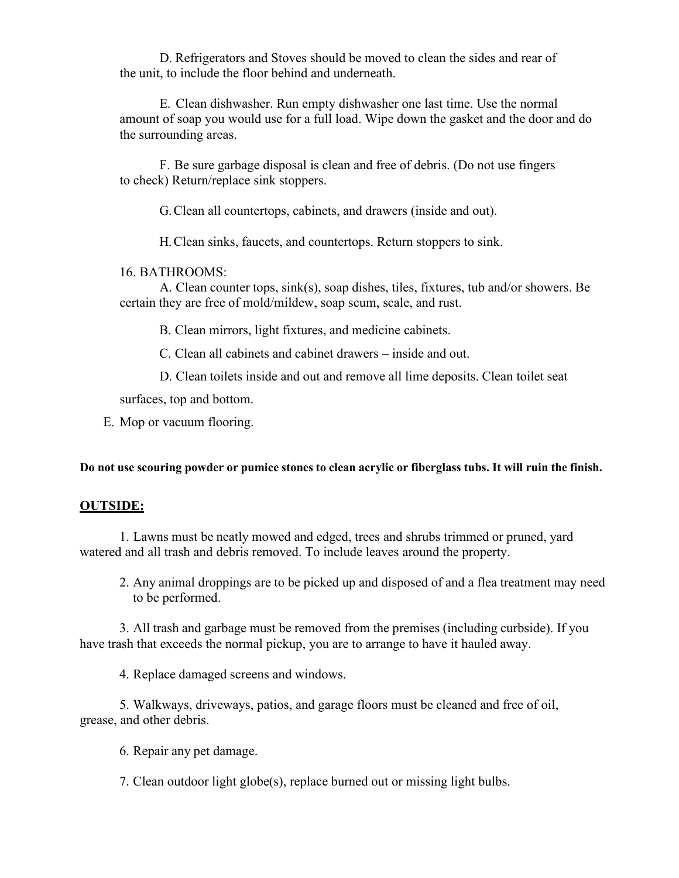D. Refrigerators and Stoves should be moved to clean the sides and rear of the unit, to include the floor behind and underneath.

E. Clean dishwasher. Run empty dishwasher one last time. Use the normal amount of soap you would use for a full load. Wipe down the gasket and the door and do the surrounding areas.

F. Be sure garbage disposal is clean and free of debris. (Do not use fingers to check) Return/replace sink stoppers.

G. Clean all countertops, cabinets, and drawers (inside and out).

H. Clean sinks, faucets, and countertops. Return stoppers to sink.

16. BATHROOMS:

A. Clean counter tops, sink(s), soap dishes, tiles, fixtures, tub and/or showers. Be certain they are free of mold/mildew, soap scum, scale, and rust.

B. Clean mirrors, light fixtures, and medicine cabinets.

C. Clean all cabinets and cabinet drawers – inside and out.

D. Clean toilets inside and out and remove all lime deposits. Clean toilet seat surfaces, top and bottom.

E. Mop or vacuum flooring.

**Do not use scouring powder or pumice stones to clean acrylic or fiberglass tubs. It will ruin the finish.**

**OUTSIDE:**

1. Lawns must be neatly mowed and edged, trees and shrubs trimmed or pruned, yard watered and all trash and debris removed. To include leaves around the property.

2. Any animal droppings are to be picked up and disposed of and a flea treatment may need to be performed.

3. All trash and garbage must be removed from the premises (including curbside). If you have trash that exceeds the normal pickup, you are to arrange to have it hauled away.

4. Replace damaged screens and windows.

5. Walkways, driveways, patios, and garage floors must be cleaned and free of oil, grease, and other debris.

6. Repair any pet damage.

7. Clean outdoor light globe(s), replace burned out or missing light bulbs.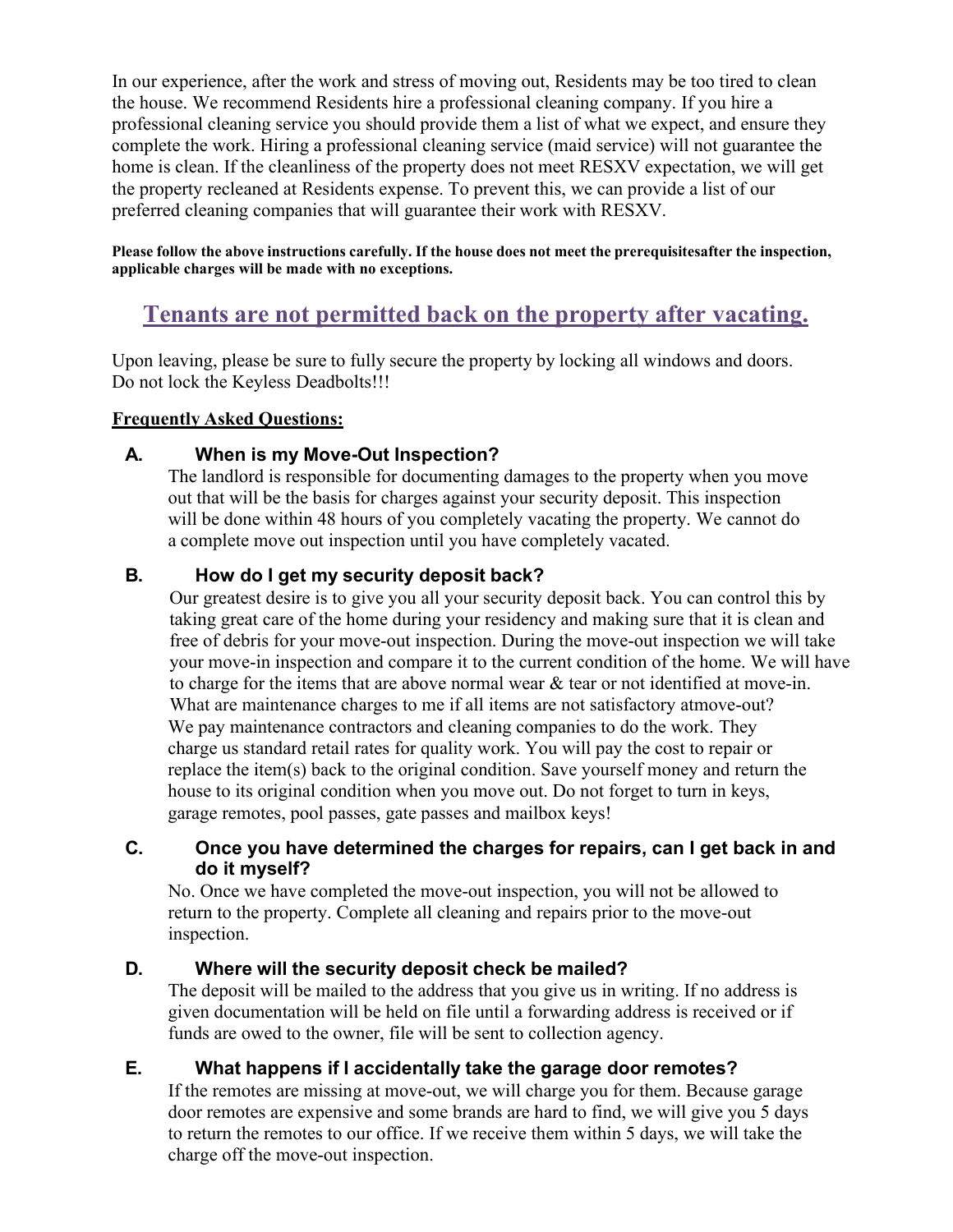In our experience, after the work and stress of moving out, Residents may be too tired to clean the house. We recommend Residents hire a professional cleaning company. If you hire a professional cleaning service you should provide them a list of what we expect, and ensure they complete the work. Hiring a professional cleaning service (maid service) will not guarantee the home is clean. If the cleanliness of the property does not meet RESXV expectation, we will get the property recleaned at Residents expense. To prevent this, we can provide a list of our preferred cleaning companies that will guarantee their work with RESXV.

**Please follow the above instructions carefully. If the house does not meet the prerequisitesafter the inspection, applicable charges will be made with no exceptions.**

## Tenants are not permitted back on the property after vacating.

Upon leaving, please be sure to fully secure the property by locking all windows and doors.
Do not lock the Keyless Deadbolts!!!

**Frequently Asked Questions:**

**A. When is my Move-Out Inspection?**

The landlord is responsible for documenting damages to the property when you move out that will be the basis for charges against your security deposit. This inspection will be done within 48 hours of you completely vacating the property. We cannot do a complete move out inspection until you have completely vacated.

**B. How do I get my security deposit back?**

Our greatest desire is to give you all your security deposit back. You can control this by taking great care of the home during your residency and making sure that it is clean and free of debris for your move-out inspection. During the move-out inspection we will take your move-in inspection and compare it to the current condition of the home. We will have to charge for the items that are above normal wear & tear or not identified at move-in.
What are maintenance charges to me if all items are not satisfactory atmove-out?
We pay maintenance contractors and cleaning companies to do the work. They charge us standard retail rates for quality work. You will pay the cost to repair or replace the item(s) back to the original condition. Save yourself money and return the house to its original condition when you move out. Do not forget to turn in keys, garage remotes, pool passes, gate passes and mailbox keys!

**C. Once you have determined the charges for repairs, can I get back in and do it myself?**

No. Once we have completed the move-out inspection, you will not be allowed to return to the property. Complete all cleaning and repairs prior to the move-out inspection.

**D. Where will the security deposit check be mailed?**

The deposit will be mailed to the address that you give us in writing. If no address is given documentation will be held on file until a forwarding address is received or if funds are owed to the owner, file will be sent to collection agency.

**E. What happens if I accidentally take the garage door remotes?**

If the remotes are missing at move-out, we will charge you for them. Because garage door remotes are expensive and some brands are hard to find, we will give you 5 days to return the remotes to our office. If we receive them within 5 days, we will take the charge off the move-out inspection.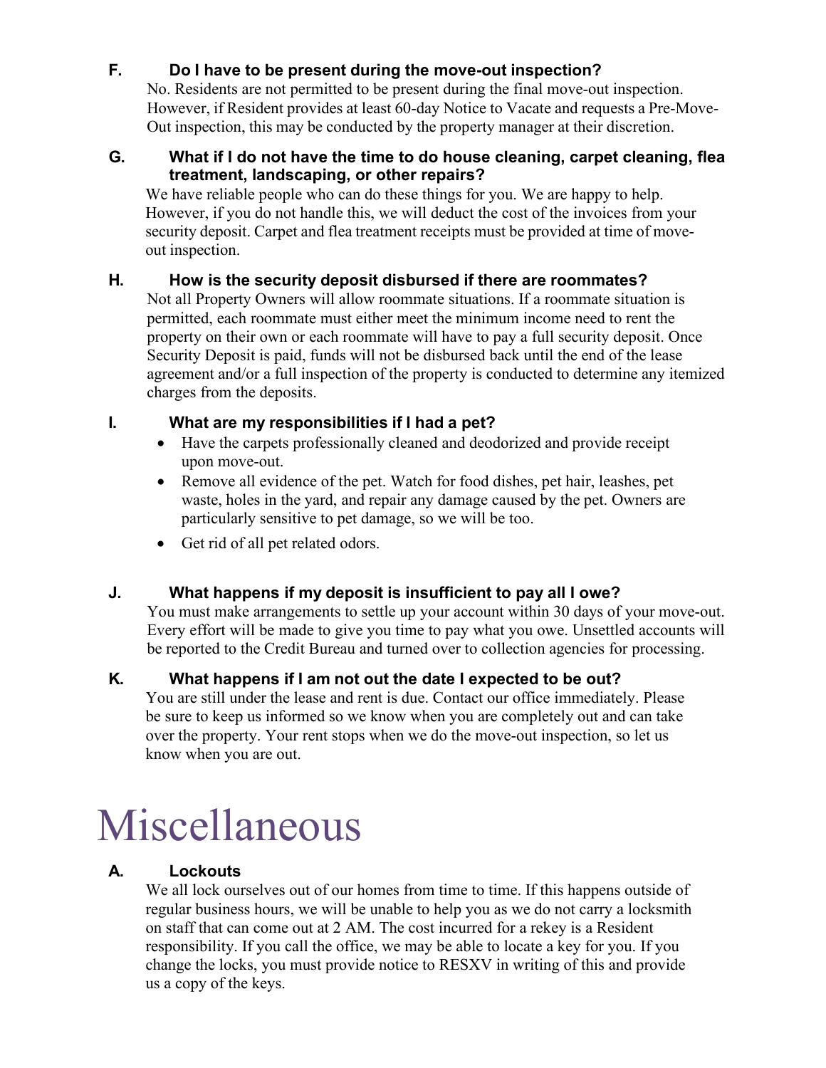**F. Do I have to be present during the move-out inspection?**

No. Residents are not permitted to be present during the final move-out inspection. However, if Resident provides at least 60-day Notice to Vacate and requests a Pre-Move-Out inspection, this may be conducted by the property manager at their discretion.

**G. What if I do not have the time to do house cleaning, carpet cleaning, flea treatment, landscaping, or other repairs?**

We have reliable people who can do these things for you. We are happy to help. However, if you do not handle this, we will deduct the cost of the invoices from your security deposit. Carpet and flea treatment receipts must be provided at time of move-out inspection.

**H. How is the security deposit disbursed if there are roommates?**

Not all Property Owners will allow roommate situations. If a roommate situation is permitted, each roommate must either meet the minimum income need to rent the property on their own or each roommate will have to pay a full security deposit. Once Security Deposit is paid, funds will not be disbursed back until the end of the lease agreement and/or a full inspection of the property is conducted to determine any itemized charges from the deposits.

**I. What are my responsibilities if I had a pet?**

- Have the carpets professionally cleaned and deodorized and provide receipt upon move-out.
- Remove all evidence of the pet. Watch for food dishes, pet hair, leashes, pet waste, holes in the yard, and repair any damage caused by the pet. Owners are particularly sensitive to pet damage, so we will be too.
- Get rid of all pet related odors.

**J. What happens if my deposit is insufficient to pay all I owe?**

You must make arrangements to settle up your account within 30 days of your move-out. Every effort will be made to give you time to pay what you owe. Unsettled accounts will be reported to the Credit Bureau and turned over to collection agencies for processing.

**K. What happens if I am not out the date I expected to be out?**

You are still under the lease and rent is due. Contact our office immediately. Please be sure to keep us informed so we know when you are completely out and can take over the property. Your rent stops when we do the move-out inspection, so let us know when you are out.

# Miscellaneous

**A. Lockouts**

We all lock ourselves out of our homes from time to time. If this happens outside of regular business hours, we will be unable to help you as we do not carry a locksmith on staff that can come out at 2 AM. The cost incurred for a rekey is a Resident responsibility. If you call the office, we may be able to locate a key for you. If you change the locks, you must provide notice to RESXV in writing of this and provide us a copy of the keys.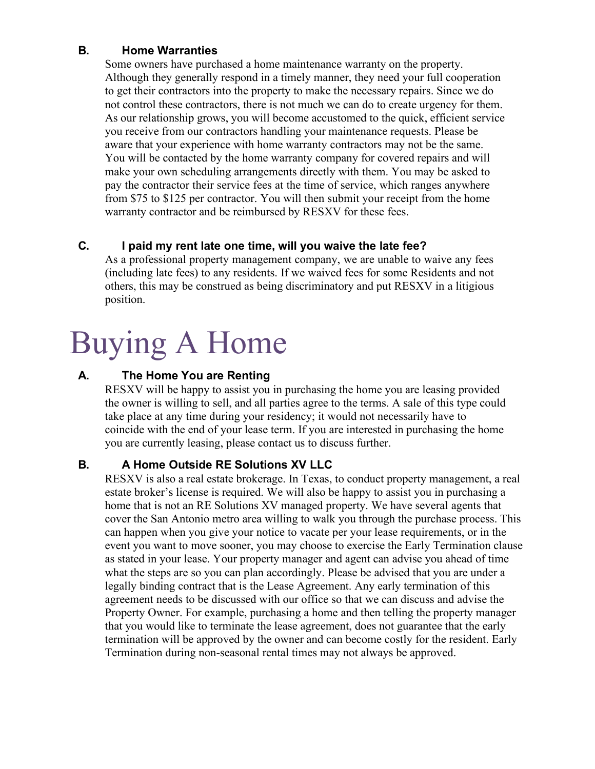### B. Home Warranties

Some owners have purchased a home maintenance warranty on the property. Although they generally respond in a timely manner, they need your full cooperation to get their contractors into the property to make the necessary repairs. Since we do not control these contractors, there is not much we can do to create urgency for them. As our relationship grows, you will become accustomed to the quick, efficient service you receive from our contractors handling your maintenance requests. Please be aware that your experience with home warranty contractors may not be the same. You will be contacted by the home warranty company for covered repairs and will make your own scheduling arrangements directly with them. You may be asked to pay the contractor their service fees at the time of service, which ranges anywhere from $75 to $125 per contractor. You will then submit your receipt from the home warranty contractor and be reimbursed by RESXV for these fees.

### C. I paid my rent late one time, will you waive the late fee?

As a professional property management company, we are unable to waive any fees (including late fees) to any residents. If we waived fees for some Residents and not others, this may be construed as being discriminatory and put RESXV in a litigious position.

# Buying A Home

### A. The Home You are Renting

RESXV will be happy to assist you in purchasing the home you are leasing provided the owner is willing to sell, and all parties agree to the terms. A sale of this type could take place at any time during your residency; it would not necessarily have to coincide with the end of your lease term. If you are interested in purchasing the home you are currently leasing, please contact us to discuss further.

### B. A Home Outside RE Solutions XV LLC

RESXV is also a real estate brokerage. In Texas, to conduct property management, a real estate broker's license is required. We will also be happy to assist you in purchasing a home that is not an RE Solutions XV managed property. We have several agents that cover the San Antonio metro area willing to walk you through the purchase process. This can happen when you give your notice to vacate per your lease requirements, or in the event you want to move sooner, you may choose to exercise the Early Termination clause as stated in your lease. Your property manager and agent can advise you ahead of time what the steps are so you can plan accordingly. Please be advised that you are under a legally binding contract that is the Lease Agreement. Any early termination of this agreement needs to be discussed with our office so that we can discuss and advise the Property Owner. For example, purchasing a home and then telling the property manager that you would like to terminate the lease agreement, does not guarantee that the early termination will be approved by the owner and can become costly for the resident. Early Termination during non-seasonal rental times may not always be approved.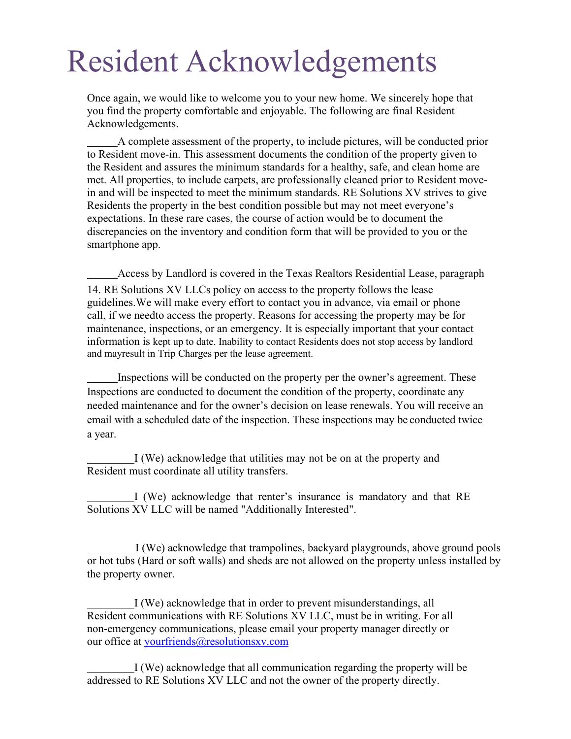# Resident Acknowledgements

Once again, we would like to welcome you to your new home. We sincerely hope that you find the property comfortable and enjoyable. The following are final Resident Acknowledgements.

______A complete assessment of the property, to include pictures, will be conducted prior to Resident move-in. This assessment documents the condition of the property given to the Resident and assures the minimum standards for a healthy, safe, and clean home are met. All properties, to include carpets, are professionally cleaned prior to Resident move-in and will be inspected to meet the minimum standards. RE Solutions XV strives to give Residents the property in the best condition possible but may not meet everyone's expectations. In these rare cases, the course of action would be to document the discrepancies on the inventory and condition form that will be provided to you or the smartphone app.

______Access by Landlord is covered in the Texas Realtors Residential Lease, paragraph 14. RE Solutions XV LLCs policy on access to the property follows the lease guidelines.We will make every effort to contact you in advance, via email or phone call, if we needto access the property. Reasons for accessing the property may be for maintenance, inspections, or an emergency. It is especially important that your contact information is kept up to date. Inability to contact Residents does not stop access by landlord and mayresult in Trip Charges per the lease agreement.

______Inspections will be conducted on the property per the owner's agreement. These Inspections are conducted to document the condition of the property, coordinate any needed maintenance and for the owner's decision on lease renewals. You will receive an email with a scheduled date of the inspection. These inspections may be conducted twice a year.

________I (We) acknowledge that utilities may not be on at the property and Resident must coordinate all utility transfers.

________I (We) acknowledge that renter's insurance is mandatory and that RE Solutions XV LLC will be named "Additionally Interested".

________ I (We) acknowledge that trampolines, backyard playgrounds, above ground pools or hot tubs (Hard or soft walls) and sheds are not allowed on the property unless installed by the property owner.

________I (We) acknowledge that in order to prevent misunderstandings, all Resident communications with RE Solutions XV LLC, must be in writing. For all non-emergency communications, please email your property manager directly or our office at yourfriends@resolutionsxv.com

________I (We) acknowledge that all communication regarding the property will be addressed to RE Solutions XV LLC and not the owner of the property directly.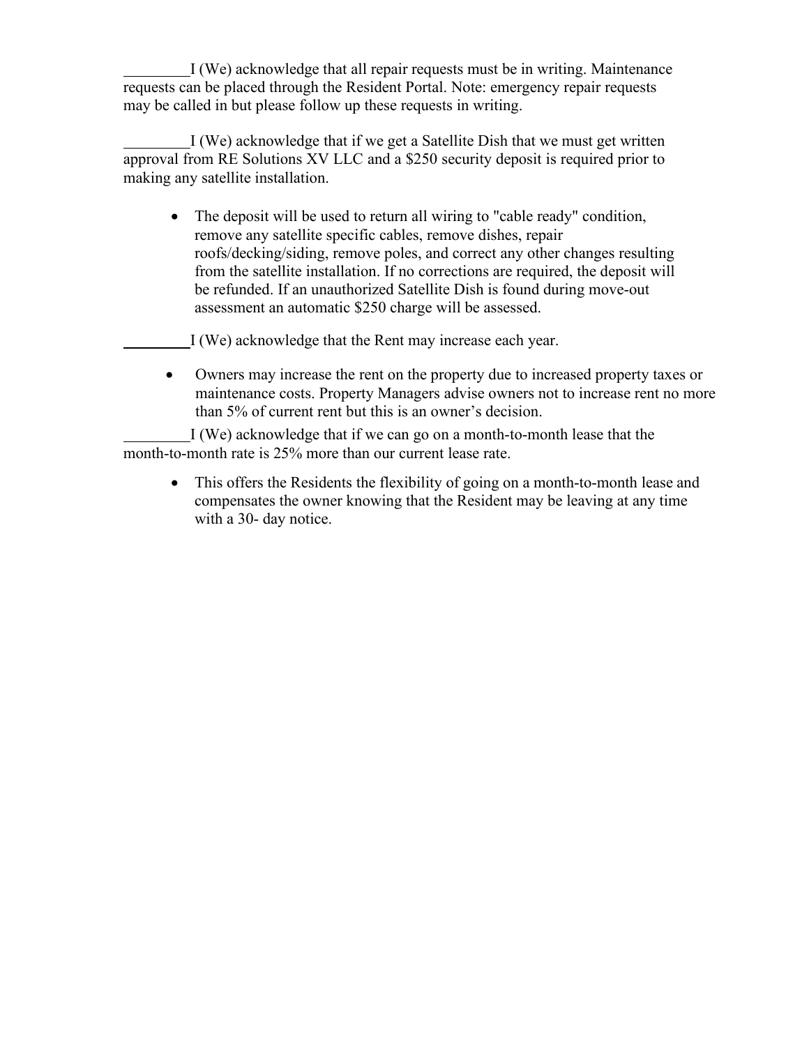________I (We) acknowledge that all repair requests must be in writing. Maintenance requests can be placed through the Resident Portal. Note: emergency repair requests may be called in but please follow up these requests in writing.

________I (We) acknowledge that if we get a Satellite Dish that we must get written approval from RE Solutions XV LLC and a $250 security deposit is required prior to making any satellite installation.

- The deposit will be used to return all wiring to "cable ready" condition, remove any satellite specific cables, remove dishes, repair roofs/decking/siding, remove poles, and correct any other changes resulting from the satellite installation. If no corrections are required, the deposit will be refunded. If an unauthorized Satellite Dish is found during move-out assessment an automatic $250 charge will be assessed.

________I (We) acknowledge that the Rent may increase each year.

- Owners may increase the rent on the property due to increased property taxes or maintenance costs. Property Managers advise owners not to increase rent no more than 5% of current rent but this is an owner's decision.

________I (We) acknowledge that if we can go on a month-to-month lease that the month-to-month rate is 25% more than our current lease rate.

- This offers the Residents the flexibility of going on a month-to-month lease and compensates the owner knowing that the Resident may be leaving at any time with a 30- day notice.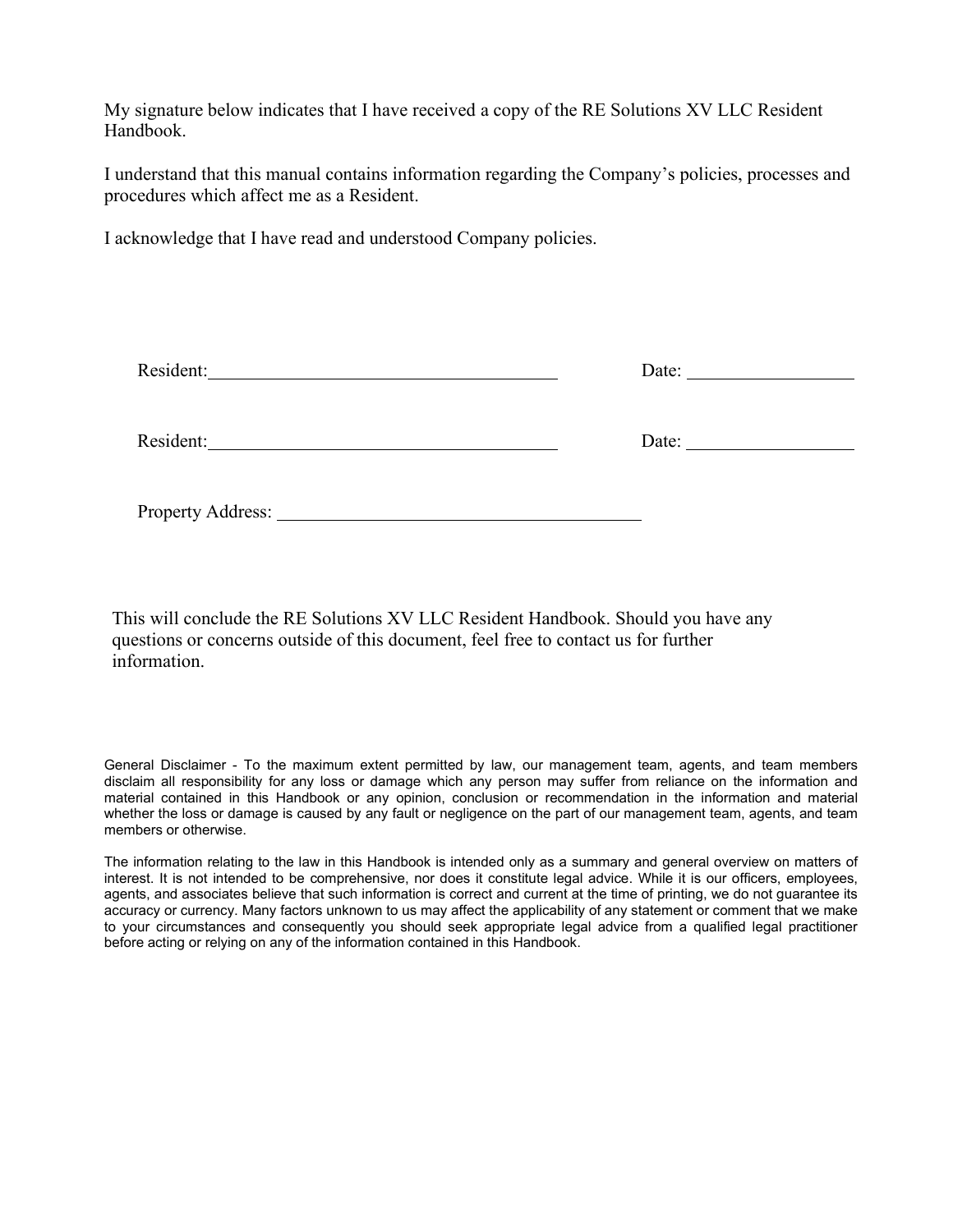My signature below indicates that I have received a copy of the RE Solutions XV LLC Resident Handbook.

I understand that this manual contains information regarding the Company's policies, processes and procedures which affect me as a Resident.

I acknowledge that I have read and understood Company policies.

Resident: ______________________________ Date: ______________

Resident: ______________________________ Date: ______________

Property Address: ______________________________

This will conclude the RE Solutions XV LLC Resident Handbook. Should you have any questions or concerns outside of this document, feel free to contact us for further information.

General Disclaimer - To the maximum extent permitted by law, our management team, agents, and team members disclaim all responsibility for any loss or damage which any person may suffer from reliance on the information and material contained in this Handbook or any opinion, conclusion or recommendation in the information and material whether the loss or damage is caused by any fault or negligence on the part of our management team, agents, and team members or otherwise.

The information relating to the law in this Handbook is intended only as a summary and general overview on matters of interest. It is not intended to be comprehensive, nor does it constitute legal advice. While it is our officers, employees, agents, and associates believe that such information is correct and current at the time of printing, we do not guarantee its accuracy or currency. Many factors unknown to us may affect the applicability of any statement or comment that we make to your circumstances and consequently you should seek appropriate legal advice from a qualified legal practitioner before acting or relying on any of the information contained in this Handbook.